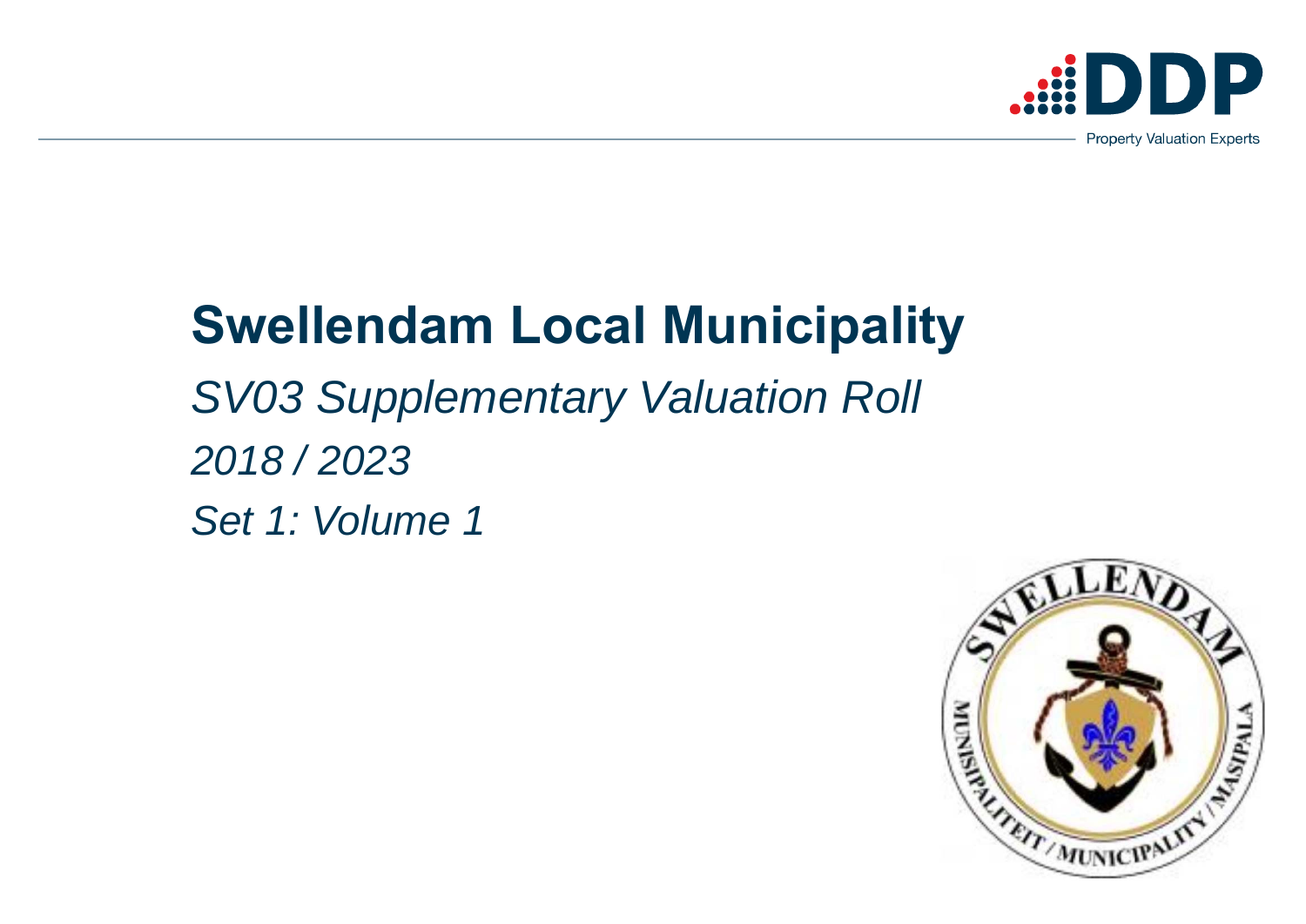DDP

Property Valuation Experts

# Swellendam Local Municipality

*SV03 Supplementary Valuation Roll*

*2018 / 2023*

*Set 1: Volume 1*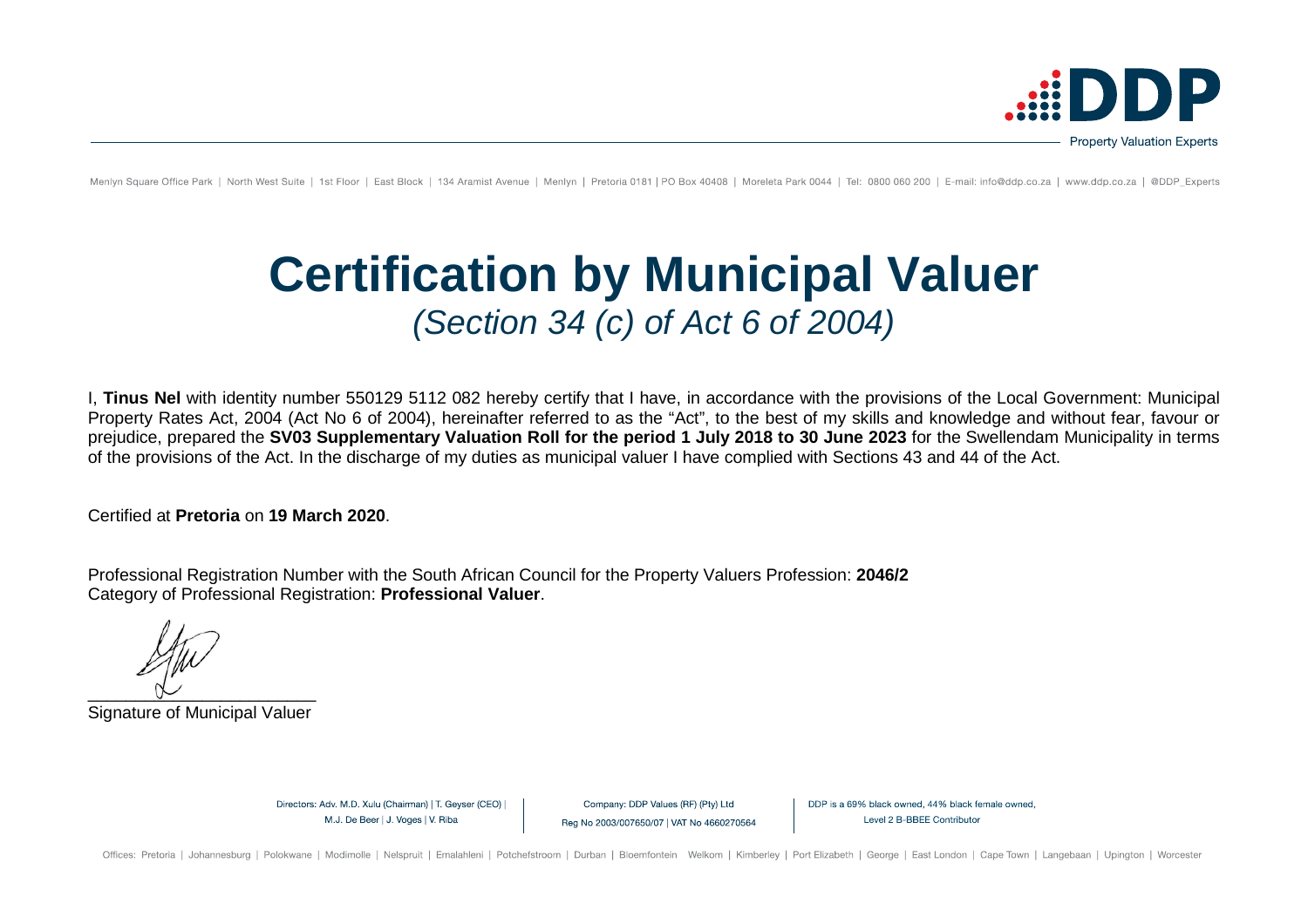# Certification by Municipal Valuer

*(Section 34 (c) of Act 6 of 2004)*

I, **Tinus Nel** with identity number 550129 5112 082 hereby certify that I have, in accordance with the provisions of the Local Government: Municipal Property Rates Act, 2004 (Act No 6 of 2004), hereinafter referred to as the "Act", to the best of my skills and knowledge and without fear, favour or prejudice, prepared the **SV03 Supplementary Valuation Roll for the period 1 July 2018 to 30 June 2023** for the Swellendam Municipality in terms of the provisions of the Act. In the discharge of my duties as municipal valuer I have complied with Sections 43 and 44 of the Act.

Certified at **Pretoria** on **19 March 2020**.

Professional Registration Number with the South African Council for the Property Valuers Profession: **2046/2**
Category of Professional Registration: **Professional Valuer**.

________________________

Signature of Municipal Valuer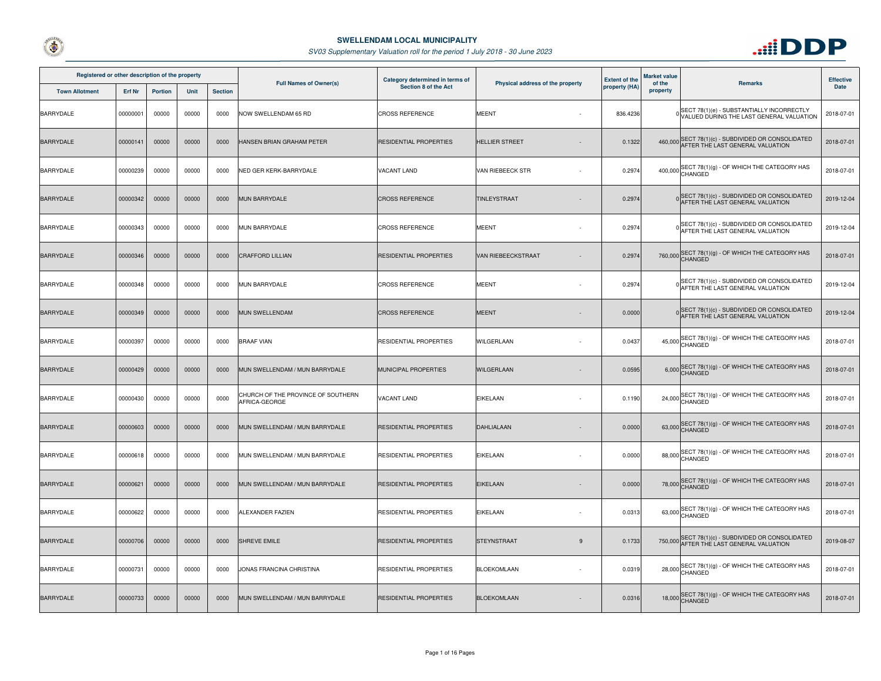## SWELLENDAM LOCAL MUNICIPALITY

*SV03 Supplementary Valuation roll for the period 1 July 2018 - 30 June 2023*

| Registered or other description of the property | | | | | Full Names of Owner(s) | Category determined in terms of Section 8 of the Act | Physical address of the property | | Extent of the property (HA) | Market value of the property | Remarks | Effective Date |
|---|---|---|---|---|---|---|---|---|---|---|---|---|
| Town Allotment | Erf Nr | Portion | Unit | Section | | | | | | | | |
| BARRYDALE | 00000001 | 00000 | 00000 | 0000 | NOW SWELLENDAM 65 RD | CROSS REFERENCE | MEENT | - | 836.4236 | 0 | SECT 78(1)(e) - SUBSTANTIALLY INCORRECTLY VALUED DURING THE LAST GENERAL VALUATION | 2018-07-01 |
| BARRYDALE | 00000141 | 00000 | 00000 | 0000 | HANSEN BRIAN GRAHAM PETER | RESIDENTIAL PROPERTIES | HELLIER STREET | - | 0.1322 | 460,000 | SECT 78(1)(c) - SUBDIVIDED OR CONSOLIDATED AFTER THE LAST GENERAL VALUATION | 2018-07-01 |
| BARRYDALE | 00000239 | 00000 | 00000 | 0000 | NED GER KERK-BARRYDALE | VACANT LAND | VAN RIEBEECK STR | - | 0.2974 | 400,000 | SECT 78(1)(g) - OF WHICH THE CATEGORY HAS CHANGED | 2018-07-01 |
| BARRYDALE | 00000342 | 00000 | 00000 | 0000 | MUN BARRYDALE | CROSS REFERENCE | TINLEYSTRAAT | - | 0.2974 | 0 | SECT 78(1)(c) - SUBDIVIDED OR CONSOLIDATED AFTER THE LAST GENERAL VALUATION | 2019-12-04 |
| BARRYDALE | 00000343 | 00000 | 00000 | 0000 | MUN BARRYDALE | CROSS REFERENCE | MEENT | - | 0.2974 | 0 | SECT 78(1)(c) - SUBDIVIDED OR CONSOLIDATED AFTER THE LAST GENERAL VALUATION | 2019-12-04 |
| BARRYDALE | 00000346 | 00000 | 00000 | 0000 | CRAFFORD LILLIAN | RESIDENTIAL PROPERTIES | VAN RIEBEECKSTRAAT | - | 0.2974 | 760,000 | SECT 78(1)(g) - OF WHICH THE CATEGORY HAS CHANGED | 2018-07-01 |
| BARRYDALE | 00000348 | 00000 | 00000 | 0000 | MUN BARRYDALE | CROSS REFERENCE | MEENT | - | 0.2974 | 0 | SECT 78(1)(c) - SUBDIVIDED OR CONSOLIDATED AFTER THE LAST GENERAL VALUATION | 2019-12-04 |
| BARRYDALE | 00000349 | 00000 | 00000 | 0000 | MUN SWELLENDAM | CROSS REFERENCE | MEENT | - | 0.0000 | 0 | SECT 78(1)(c) - SUBDIVIDED OR CONSOLIDATED AFTER THE LAST GENERAL VALUATION | 2019-12-04 |
| BARRYDALE | 00000397 | 00000 | 00000 | 0000 | BRAAF VIAN | RESIDENTIAL PROPERTIES | WILGERLAAN | - | 0.0437 | 45,000 | SECT 78(1)(g) - OF WHICH THE CATEGORY HAS CHANGED | 2018-07-01 |
| BARRYDALE | 00000429 | 00000 | 00000 | 0000 | MUN SWELLENDAM / MUN BARRYDALE | MUNICIPAL PROPERTIES | WILGERLAAN | - | 0.0595 | 6,000 | SECT 78(1)(g) - OF WHICH THE CATEGORY HAS CHANGED | 2018-07-01 |
| BARRYDALE | 00000430 | 00000 | 00000 | 0000 | CHURCH OF THE PROVINCE OF SOUTHERN AFRICA-GEORGE | VACANT LAND | EIKELAAN | - | 0.1190 | 24,000 | SECT 78(1)(g) - OF WHICH THE CATEGORY HAS CHANGED | 2018-07-01 |
| BARRYDALE | 00000603 | 00000 | 00000 | 0000 | MUN SWELLENDAM / MUN BARRYDALE | RESIDENTIAL PROPERTIES | DAHLIALAAN | - | 0.0000 | 63,000 | SECT 78(1)(g) - OF WHICH THE CATEGORY HAS CHANGED | 2018-07-01 |
| BARRYDALE | 00000618 | 00000 | 00000 | 0000 | MUN SWELLENDAM / MUN BARRYDALE | RESIDENTIAL PROPERTIES | EIKELAAN | - | 0.0000 | 88,000 | SECT 78(1)(g) - OF WHICH THE CATEGORY HAS CHANGED | 2018-07-01 |
| BARRYDALE | 00000621 | 00000 | 00000 | 0000 | MUN SWELLENDAM / MUN BARRYDALE | RESIDENTIAL PROPERTIES | EIKELAAN | - | 0.0000 | 78,000 | SECT 78(1)(g) - OF WHICH THE CATEGORY HAS CHANGED | 2018-07-01 |
| BARRYDALE | 00000622 | 00000 | 00000 | 0000 | ALEXANDER FAZIEN | RESIDENTIAL PROPERTIES | EIKELAAN | - | 0.0313 | 63,000 | SECT 78(1)(g) - OF WHICH THE CATEGORY HAS CHANGED | 2018-07-01 |
| BARRYDALE | 00000706 | 00000 | 00000 | 0000 | SHREVE EMILE | RESIDENTIAL PROPERTIES | STEYNSTRAAT | 9 | 0.1733 | 750,000 | SECT 78(1)(c) - SUBDIVIDED OR CONSOLIDATED AFTER THE LAST GENERAL VALUATION | 2019-08-07 |
| BARRYDALE | 00000731 | 00000 | 00000 | 0000 | JONAS FRANCINA CHRISTINA | RESIDENTIAL PROPERTIES | BLOEKOMLAAN | - | 0.0319 | 28,000 | SECT 78(1)(g) - OF WHICH THE CATEGORY HAS CHANGED | 2018-07-01 |
| BARRYDALE | 00000733 | 00000 | 00000 | 0000 | MUN SWELLENDAM / MUN BARRYDALE | RESIDENTIAL PROPERTIES | BLOEKOMLAAN | - | 0.0316 | 18,000 | SECT 78(1)(g) - OF WHICH THE CATEGORY HAS CHANGED | 2018-07-01 |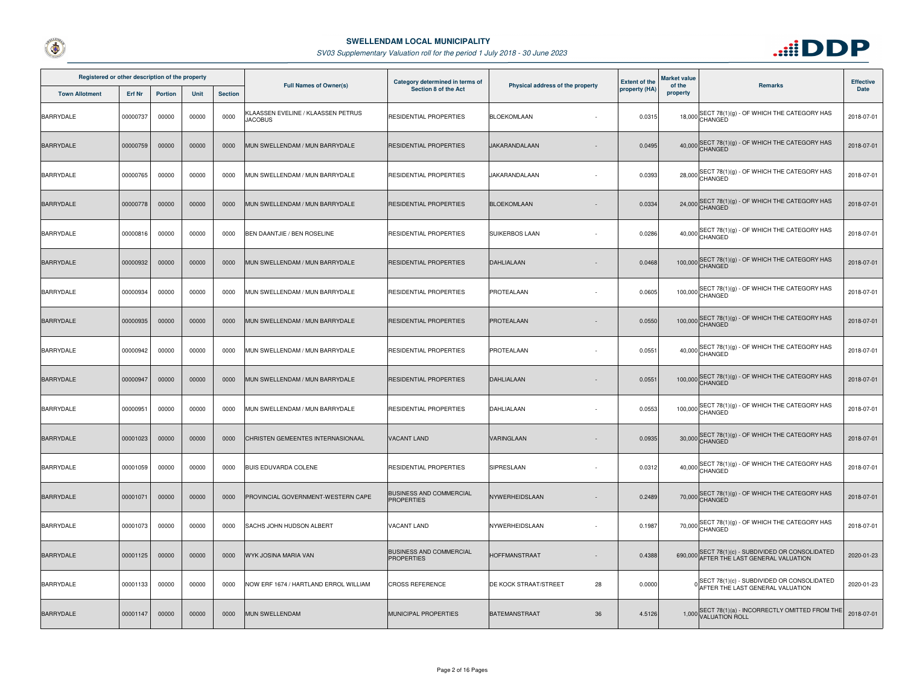# SWELLENDAM LOCAL MUNICIPALITY

*SV03 Supplementary Valuation roll for the period 1 July 2018 - 30 June 2023*

| Registered or other description of the property | | | | | Full Names of Owner(s) | Category determined in terms of Section 8 of the Act | Physical address of the property | | Extent of the property (HA) | Market value of the property | Remarks | Effective Date |
|---|---|---|---|---|---|---|---|---|---|---|---|---|
| Town Allotment | Erf Nr | Portion | Unit | Section | | | | | | | | |
| BARRYDALE | 00000737 | 00000 | 00000 | 0000 | KLAASSEN EVELINE / KLAASSEN PETRUS JACOBUS | RESIDENTIAL PROPERTIES | BLOEKOMLAAN | - | 0.0315 | 18,000 | SECT 78(1)(g) - OF WHICH THE CATEGORY HAS CHANGED | 2018-07-01 |
| BARRYDALE | 00000759 | 00000 | 00000 | 0000 | MUN SWELLENDAM / MUN BARRYDALE | RESIDENTIAL PROPERTIES | JAKARANDALAAN | - | 0.0495 | 40,000 | SECT 78(1)(g) - OF WHICH THE CATEGORY HAS CHANGED | 2018-07-01 |
| BARRYDALE | 00000765 | 00000 | 00000 | 0000 | MUN SWELLENDAM / MUN BARRYDALE | RESIDENTIAL PROPERTIES | JAKARANDALAAN | - | 0.0393 | 28,000 | SECT 78(1)(g) - OF WHICH THE CATEGORY HAS CHANGED | 2018-07-01 |
| BARRYDALE | 00000778 | 00000 | 00000 | 0000 | MUN SWELLENDAM / MUN BARRYDALE | RESIDENTIAL PROPERTIES | BLOEKOMLAAN | - | 0.0334 | 24,000 | SECT 78(1)(g) - OF WHICH THE CATEGORY HAS CHANGED | 2018-07-01 |
| BARRYDALE | 00000816 | 00000 | 00000 | 0000 | BEN DAANTJIE / BEN ROSELINE | RESIDENTIAL PROPERTIES | SUIKERBOS LAAN | - | 0.0286 | 40,000 | SECT 78(1)(g) - OF WHICH THE CATEGORY HAS CHANGED | 2018-07-01 |
| BARRYDALE | 00000932 | 00000 | 00000 | 0000 | MUN SWELLENDAM / MUN BARRYDALE | RESIDENTIAL PROPERTIES | DAHLIALAAN | - | 0.0468 | 100,000 | SECT 78(1)(g) - OF WHICH THE CATEGORY HAS CHANGED | 2018-07-01 |
| BARRYDALE | 00000934 | 00000 | 00000 | 0000 | MUN SWELLENDAM / MUN BARRYDALE | RESIDENTIAL PROPERTIES | PROTEALAAN | - | 0.0605 | 100,000 | SECT 78(1)(g) - OF WHICH THE CATEGORY HAS CHANGED | 2018-07-01 |
| BARRYDALE | 00000935 | 00000 | 00000 | 0000 | MUN SWELLENDAM / MUN BARRYDALE | RESIDENTIAL PROPERTIES | PROTEALAAN | - | 0.0550 | 100,000 | SECT 78(1)(g) - OF WHICH THE CATEGORY HAS CHANGED | 2018-07-01 |
| BARRYDALE | 00000942 | 00000 | 00000 | 0000 | MUN SWELLENDAM / MUN BARRYDALE | RESIDENTIAL PROPERTIES | PROTEALAAN | - | 0.0551 | 40,000 | SECT 78(1)(g) - OF WHICH THE CATEGORY HAS CHANGED | 2018-07-01 |
| BARRYDALE | 00000947 | 00000 | 00000 | 0000 | MUN SWELLENDAM / MUN BARRYDALE | RESIDENTIAL PROPERTIES | DAHLIALAAN | - | 0.0551 | 100,000 | SECT 78(1)(g) - OF WHICH THE CATEGORY HAS CHANGED | 2018-07-01 |
| BARRYDALE | 00000951 | 00000 | 00000 | 0000 | MUN SWELLENDAM / MUN BARRYDALE | RESIDENTIAL PROPERTIES | DAHLIALAAN | - | 0.0553 | 100,000 | SECT 78(1)(g) - OF WHICH THE CATEGORY HAS CHANGED | 2018-07-01 |
| BARRYDALE | 00001023 | 00000 | 00000 | 0000 | CHRISTEN GEMEENTES INTERNASIONAAL | VACANT LAND | VARINGLAAN | - | 0.0935 | 30,000 | SECT 78(1)(g) - OF WHICH THE CATEGORY HAS CHANGED | 2018-07-01 |
| BARRYDALE | 00001059 | 00000 | 00000 | 0000 | BUIS EDUVARDA COLENE | RESIDENTIAL PROPERTIES | SIPRESLAAN | - | 0.0312 | 40,000 | SECT 78(1)(g) - OF WHICH THE CATEGORY HAS CHANGED | 2018-07-01 |
| BARRYDALE | 00001071 | 00000 | 00000 | 0000 | PROVINCIAL GOVERNMENT-WESTERN CAPE | BUSINESS AND COMMERCIAL PROPERTIES | NYWERHEIDSLAAN | - | 0.2489 | 70,000 | SECT 78(1)(g) - OF WHICH THE CATEGORY HAS CHANGED | 2018-07-01 |
| BARRYDALE | 00001073 | 00000 | 00000 | 0000 | SACHS JOHN HUDSON ALBERT | VACANT LAND | NYWERHEIDSLAAN | - | 0.1987 | 70,000 | SECT 78(1)(g) - OF WHICH THE CATEGORY HAS CHANGED | 2018-07-01 |
| BARRYDALE | 00001125 | 00000 | 00000 | 0000 | WYK JOSINA MARIA VAN | BUSINESS AND COMMERCIAL PROPERTIES | HOFFMANSTRAAT | - | 0.4388 | 690,000 | SECT 78(1)(c) - SUBDIVIDED OR CONSOLIDATED AFTER THE LAST GENERAL VALUATION | 2020-01-23 |
| BARRYDALE | 00001133 | 00000 | 00000 | 0000 | NOW ERF 1674 / HARTLAND ERROL WILLIAM | CROSS REFERENCE | DE KOCK STRAAT/STREET | 28 | 0.0000 | 0 | SECT 78(1)(c) - SUBDIVIDED OR CONSOLIDATED AFTER THE LAST GENERAL VALUATION | 2020-01-23 |
| BARRYDALE | 00001147 | 00000 | 00000 | 0000 | MUN SWELLENDAM | MUNICIPAL PROPERTIES | BATEMANSTRAAT | 36 | 4.5126 | 1,000 | SECT 78(1)(a) - INCORRECTLY OMITTED FROM THE VALUATION ROLL | 2018-07-01 |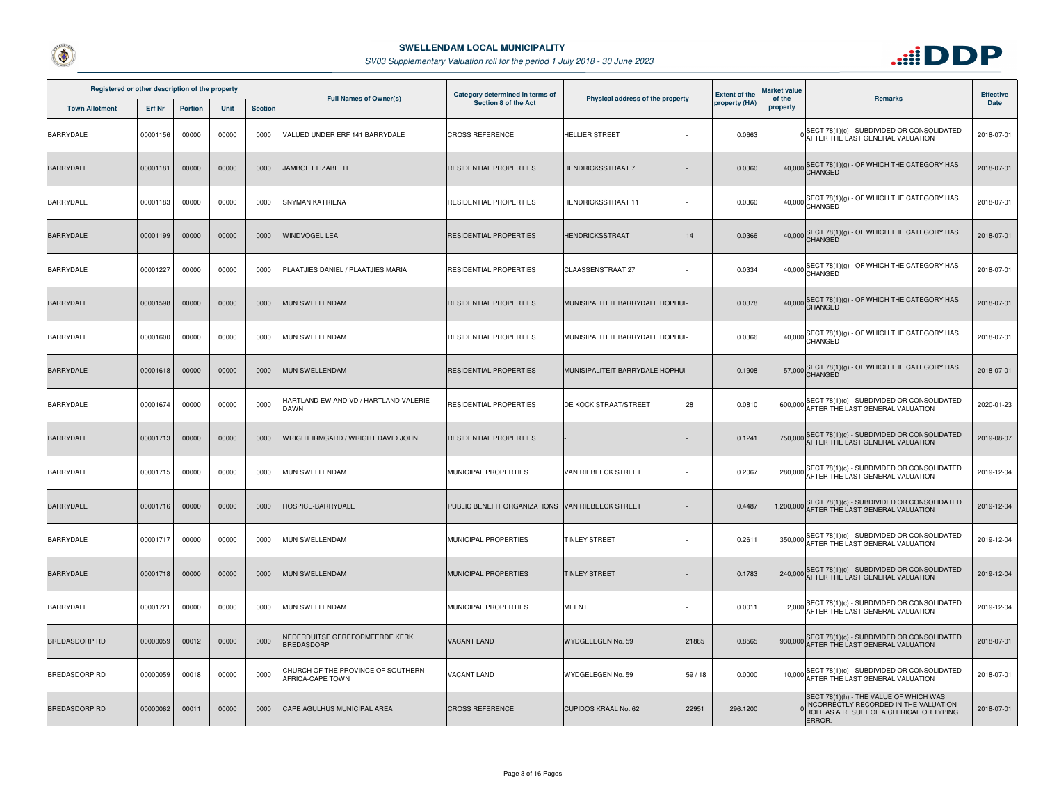## SWELLENDAM LOCAL MUNICIPALITY

*SV03 Supplementary Valuation roll for the period 1 July 2018 - 30 June 2023*

| Registered or other description of the property | | | | | Full Names of Owner(s) | Category determined in terms of Section 8 of the Act | Physical address of the property | | Extent of the property (HA) | Market value of the property | Remarks | Effective Date |
|---|---|---|---|---|---|---|---|---|---|---|---|---|
| Town Allotment | Erf Nr | Portion | Unit | Section | | | | | | | | |
| BARRYDALE | 00001156 | 00000 | 00000 | 0000 | VALUED UNDER ERF 141 BARRYDALE | CROSS REFERENCE | HELLIER STREET | - | 0.0663 | 0 | SECT 78(1)(c) - SUBDIVIDED OR CONSOLIDATED AFTER THE LAST GENERAL VALUATION | 2018-07-01 |
| BARRYDALE | 00001181 | 00000 | 00000 | 0000 | JAMBOE ELIZABETH | RESIDENTIAL PROPERTIES | HENDRICKSSTRAAT 7 | - | 0.0360 | 40,000 | SECT 78(1)(g) - OF WHICH THE CATEGORY HAS CHANGED | 2018-07-01 |
| BARRYDALE | 00001183 | 00000 | 00000 | 0000 | SNYMAN KATRIENA | RESIDENTIAL PROPERTIES | HENDRICKSSTRAAT 11 | - | 0.0360 | 40,000 | SECT 78(1)(g) - OF WHICH THE CATEGORY HAS CHANGED | 2018-07-01 |
| BARRYDALE | 00001199 | 00000 | 00000 | 0000 | WINDVOGEL LEA | RESIDENTIAL PROPERTIES | HENDRICKSSTRAAT | 14 | 0.0366 | 40,000 | SECT 78(1)(g) - OF WHICH THE CATEGORY HAS CHANGED | 2018-07-01 |
| BARRYDALE | 00001227 | 00000 | 00000 | 0000 | PLAATJIES DANIEL / PLAATJIES MARIA | RESIDENTIAL PROPERTIES | CLAASSENSTRAAT 27 | - | 0.0334 | 40,000 | SECT 78(1)(g) - OF WHICH THE CATEGORY HAS CHANGED | 2018-07-01 |
| BARRYDALE | 00001598 | 00000 | 00000 | 0000 | MUN SWELLENDAM | RESIDENTIAL PROPERTIES | MUNISIPALITEIT BARRYDALE HOPHUI | - | 0.0378 | 40,000 | SECT 78(1)(g) - OF WHICH THE CATEGORY HAS CHANGED | 2018-07-01 |
| BARRYDALE | 00001600 | 00000 | 00000 | 0000 | MUN SWELLENDAM | RESIDENTIAL PROPERTIES | MUNISIPALITEIT BARRYDALE HOPHUI | - | 0.0366 | 40,000 | SECT 78(1)(g) - OF WHICH THE CATEGORY HAS CHANGED | 2018-07-01 |
| BARRYDALE | 00001618 | 00000 | 00000 | 0000 | MUN SWELLENDAM | RESIDENTIAL PROPERTIES | MUNISIPALITEIT BARRYDALE HOPHUI | - | 0.1908 | 57,000 | SECT 78(1)(g) - OF WHICH THE CATEGORY HAS CHANGED | 2018-07-01 |
| BARRYDALE | 00001674 | 00000 | 00000 | 0000 | HARTLAND EW AND VD / HARTLAND VALERIE DAWN | RESIDENTIAL PROPERTIES | DE KOCK STRAAT/STREET | 28 | 0.0810 | 600,000 | SECT 78(1)(c) - SUBDIVIDED OR CONSOLIDATED AFTER THE LAST GENERAL VALUATION | 2020-01-23 |
| BARRYDALE | 00001713 | 00000 | 00000 | 0000 | WRIGHT IRMGARD / WRIGHT DAVID JOHN | RESIDENTIAL PROPERTIES | - | - | 0.1241 | 750,000 | SECT 78(1)(c) - SUBDIVIDED OR CONSOLIDATED AFTER THE LAST GENERAL VALUATION | 2019-08-07 |
| BARRYDALE | 00001715 | 00000 | 00000 | 0000 | MUN SWELLENDAM | MUNICIPAL PROPERTIES | VAN RIEBEECK STREET | - | 0.2067 | 280,000 | SECT 78(1)(c) - SUBDIVIDED OR CONSOLIDATED AFTER THE LAST GENERAL VALUATION | 2019-12-04 |
| BARRYDALE | 00001716 | 00000 | 00000 | 0000 | HOSPICE-BARRYDALE | PUBLIC BENEFIT ORGANIZATIONS | VAN RIEBEECK STREET | - | 0.4487 | 1,200,000 | SECT 78(1)(c) - SUBDIVIDED OR CONSOLIDATED AFTER THE LAST GENERAL VALUATION | 2019-12-04 |
| BARRYDALE | 00001717 | 00000 | 00000 | 0000 | MUN SWELLENDAM | MUNICIPAL PROPERTIES | TINLEY STREET | - | 0.2611 | 350,000 | SECT 78(1)(c) - SUBDIVIDED OR CONSOLIDATED AFTER THE LAST GENERAL VALUATION | 2019-12-04 |
| BARRYDALE | 00001718 | 00000 | 00000 | 0000 | MUN SWELLENDAM | MUNICIPAL PROPERTIES | TINLEY STREET | - | 0.1783 | 240,000 | SECT 78(1)(c) - SUBDIVIDED OR CONSOLIDATED AFTER THE LAST GENERAL VALUATION | 2019-12-04 |
| BARRYDALE | 00001721 | 00000 | 00000 | 0000 | MUN SWELLENDAM | MUNICIPAL PROPERTIES | MEENT | - | 0.0011 | 2,000 | SECT 78(1)(c) - SUBDIVIDED OR CONSOLIDATED AFTER THE LAST GENERAL VALUATION | 2019-12-04 |
| BREDASDORP RD | 00000059 | 00012 | 00000 | 0000 | NEDERDUITSE GEREFORMEERDE KERK BREDASDORP | VACANT LAND | WYDGELEGEN No. 59 | 21885 | 0.8565 | 930,000 | SECT 78(1)(c) - SUBDIVIDED OR CONSOLIDATED AFTER THE LAST GENERAL VALUATION | 2018-07-01 |
| BREDASDORP RD | 00000059 | 00018 | 00000 | 0000 | CHURCH OF THE PROVINCE OF SOUTHERN AFRICA-CAPE TOWN | VACANT LAND | WYDGELEGEN No. 59 | 59 / 18 | 0.0000 | 10,000 | SECT 78(1)(c) - SUBDIVIDED OR CONSOLIDATED AFTER THE LAST GENERAL VALUATION | 2018-07-01 |
| BREDASDORP RD | 00000062 | 00011 | 00000 | 0000 | CAPE AGULHUS MUNICIPAL AREA | CROSS REFERENCE | CUPIDOS KRAAL No. 62 | 22951 | 296.1200 | 0 | SECT 78(1)(h) - THE VALUE OF WHICH WAS INCORRECTLY RECORDED IN THE VALUATION ROLL AS A RESULT OF A CLERICAL OR TYPING ERROR. | 2018-07-01 |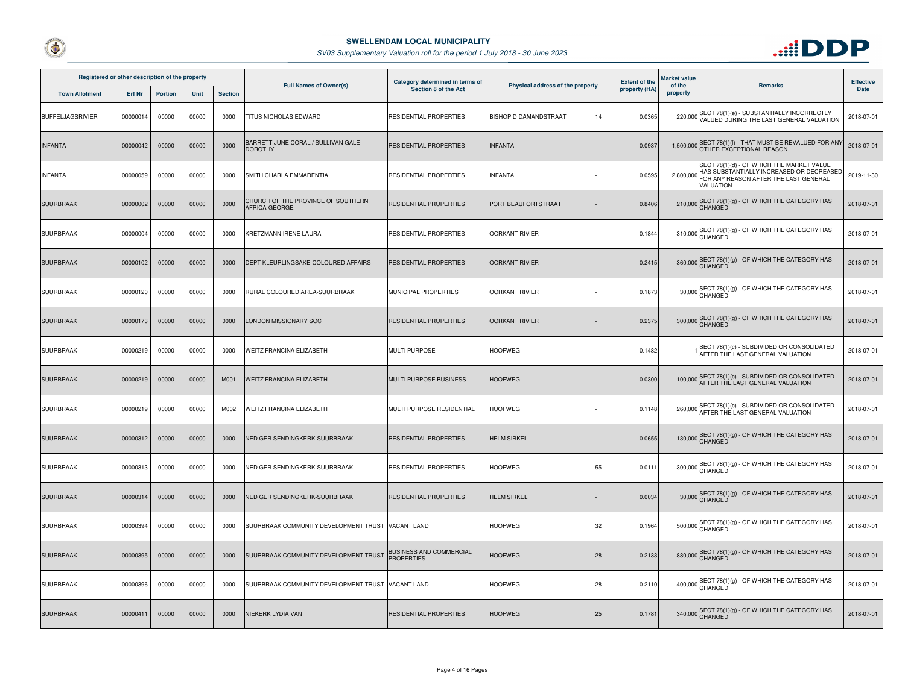## SWELLENDAM LOCAL MUNICIPALITY

*SV03 Supplementary Valuation roll for the period 1 July 2018 - 30 June 2023*

| Registered or other description of the property | | | | | Full Names of Owner(s) | Category determined in terms of Section 8 of the Act | Physical address of the property | | Extent of the property (HA) | Market value of the property | Remarks | Effective Date |
|---|---|---|---|---|---|---|---|---|---|---|---|---|
| Town Allotment | Erf Nr | Portion | Unit | Section | | | | | | | | |
| BUFFELJAGSRIVIER | 00000014 | 00000 | 00000 | 0000 | TITUS NICHOLAS EDWARD | RESIDENTIAL PROPERTIES | BISHOP D DAMANDSTRAAT | 14 | 0.0365 | 220,000 | SECT 78(1)(e) - SUBSTANTIALLY INCORRECTLY VALUED DURING THE LAST GENERAL VALUATION | 2018-07-01 |
| INFANTA | 00000042 | 00000 | 00000 | 0000 | BARRETT JUNE CORAL / SULLIVAN GALE DOROTHY | RESIDENTIAL PROPERTIES | INFANTA | - | 0.0937 | 1,500,000 | SECT 78(1)(f) - THAT MUST BE REVALUED FOR ANY OTHER EXCEPTIONAL REASON | 2018-07-01 |
| INFANTA | 00000059 | 00000 | 00000 | 0000 | SMITH CHARLA EMMARENTIA | RESIDENTIAL PROPERTIES | INFANTA | - | 0.0595 | 2,800,000 | SECT 78(1)(d) - OF WHICH THE MARKET VALUE HAS SUBSTANTIALLY INCREASED OR DECREASED FOR ANY REASON AFTER THE LAST GENERAL VALUATION | 2019-11-30 |
| SUURBRAAK | 00000002 | 00000 | 00000 | 0000 | CHURCH OF THE PROVINCE OF SOUTHERN AFRICA-GEORGE | RESIDENTIAL PROPERTIES | PORT BEAUFORTSTRAAT | - | 0.8406 | 210,000 | SECT 78(1)(g) - OF WHICH THE CATEGORY HAS CHANGED | 2018-07-01 |
| SUURBRAAK | 00000004 | 00000 | 00000 | 0000 | KRETZMANN IRENE LAURA | RESIDENTIAL PROPERTIES | OORKANT RIVIER | - | 0.1844 | 310,000 | SECT 78(1)(g) - OF WHICH THE CATEGORY HAS CHANGED | 2018-07-01 |
| SUURBRAAK | 00000102 | 00000 | 00000 | 0000 | DEPT KLEURLINGSAKE-COLOURED AFFAIRS | RESIDENTIAL PROPERTIES | OORKANT RIVIER | - | 0.2415 | 360,000 | SECT 78(1)(g) - OF WHICH THE CATEGORY HAS CHANGED | 2018-07-01 |
| SUURBRAAK | 00000120 | 00000 | 00000 | 0000 | RURAL COLOURED AREA-SUURBRAAK | MUNICIPAL PROPERTIES | OORKANT RIVIER | - | 0.1873 | 30,000 | SECT 78(1)(g) - OF WHICH THE CATEGORY HAS CHANGED | 2018-07-01 |
| SUURBRAAK | 00000173 | 00000 | 00000 | 0000 | LONDON MISSIONARY SOC | RESIDENTIAL PROPERTIES | OORKANT RIVIER | - | 0.2375 | 300,000 | SECT 78(1)(g) - OF WHICH THE CATEGORY HAS CHANGED | 2018-07-01 |
| SUURBRAAK | 00000219 | 00000 | 00000 | 0000 | WEITZ FRANCINA ELIZABETH | MULTI PURPOSE | HOOFWEG | - | 0.1482 | 1 | SECT 78(1)(c) - SUBDIVIDED OR CONSOLIDATED AFTER THE LAST GENERAL VALUATION | 2018-07-01 |
| SUURBRAAK | 00000219 | 00000 | 00000 | M001 | WEITZ FRANCINA ELIZABETH | MULTI PURPOSE BUSINESS | HOOFWEG | - | 0.0300 | 100,000 | SECT 78(1)(c) - SUBDIVIDED OR CONSOLIDATED AFTER THE LAST GENERAL VALUATION | 2018-07-01 |
| SUURBRAAK | 00000219 | 00000 | 00000 | M002 | WEITZ FRANCINA ELIZABETH | MULTI PURPOSE RESIDENTIAL | HOOFWEG | - | 0.1148 | 260,000 | SECT 78(1)(c) - SUBDIVIDED OR CONSOLIDATED AFTER THE LAST GENERAL VALUATION | 2018-07-01 |
| SUURBRAAK | 00000312 | 00000 | 00000 | 0000 | NED GER SENDINGKERK-SUURBRAAK | RESIDENTIAL PROPERTIES | HELM SIRKEL | - | 0.0655 | 130,000 | SECT 78(1)(g) - OF WHICH THE CATEGORY HAS CHANGED | 2018-07-01 |
| SUURBRAAK | 00000313 | 00000 | 00000 | 0000 | NED GER SENDINGKERK-SUURBRAAK | RESIDENTIAL PROPERTIES | HOOFWEG | 55 | 0.0111 | 300,000 | SECT 78(1)(g) - OF WHICH THE CATEGORY HAS CHANGED | 2018-07-01 |
| SUURBRAAK | 00000314 | 00000 | 00000 | 0000 | NED GER SENDINGKERK-SUURBRAAK | RESIDENTIAL PROPERTIES | HELM SIRKEL | - | 0.0034 | 30,000 | SECT 78(1)(g) - OF WHICH THE CATEGORY HAS CHANGED | 2018-07-01 |
| SUURBRAAK | 00000394 | 00000 | 00000 | 0000 | SUURBRAAK COMMUNITY DEVELOPMENT TRUST | VACANT LAND | HOOFWEG | 32 | 0.1964 | 500,000 | SECT 78(1)(g) - OF WHICH THE CATEGORY HAS CHANGED | 2018-07-01 |
| SUURBRAAK | 00000395 | 00000 | 00000 | 0000 | SUURBRAAK COMMUNITY DEVELOPMENT TRUST | BUSINESS AND COMMERCIAL PROPERTIES | HOOFWEG | 28 | 0.2133 | 880,000 | SECT 78(1)(g) - OF WHICH THE CATEGORY HAS CHANGED | 2018-07-01 |
| SUURBRAAK | 00000396 | 00000 | 00000 | 0000 | SUURBRAAK COMMUNITY DEVELOPMENT TRUST | VACANT LAND | HOOFWEG | 28 | 0.2110 | 400,000 | SECT 78(1)(g) - OF WHICH THE CATEGORY HAS CHANGED | 2018-07-01 |
| SUURBRAAK | 00000411 | 00000 | 00000 | 0000 | NIEKERK LYDIA VAN | RESIDENTIAL PROPERTIES | HOOFWEG | 25 | 0.1781 | 340,000 | SECT 78(1)(g) - OF WHICH THE CATEGORY HAS CHANGED | 2018-07-01 |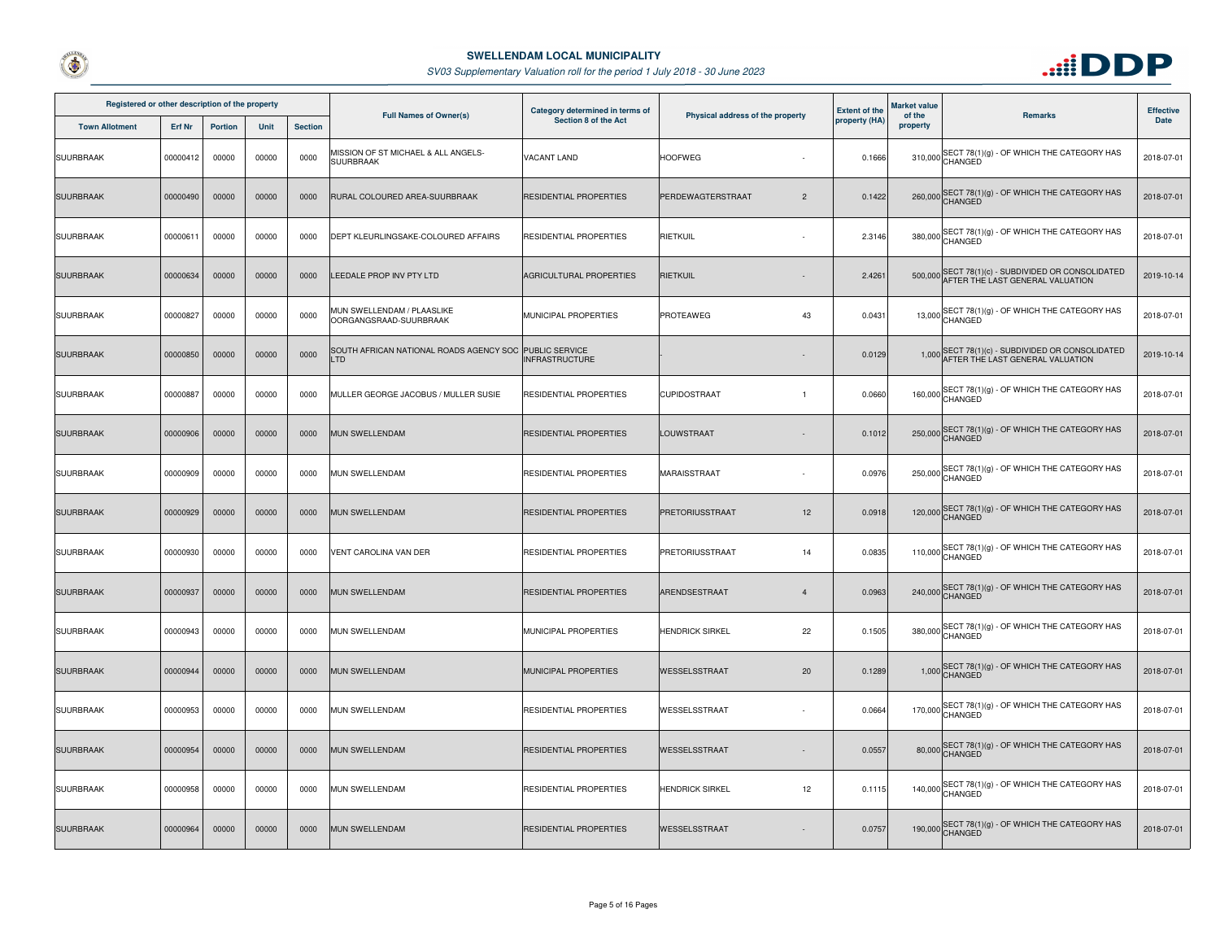# SWELLENDAM LOCAL MUNICIPALITY

*SV03 Supplementary Valuation roll for the period 1 July 2018 - 30 June 2023*

| Registered or other description of the property | | | | | Full Names of Owner(s) | Category determined in terms of Section 8 of the Act | Physical address of the property | | Extent of the property (HA) | Market value of the property | Remarks | Effective Date |
|---|---|---|---|---|---|---|---|---|---|---|---|---|
| Town Allotment | Erf Nr | Portion | Unit | Section | | | | | | | | |
| SUURBRAAK | 00000412 | 00000 | 00000 | 0000 | MISSION OF ST MICHAEL & ALL ANGELS-SUURBRAAK | VACANT LAND | HOOFWEG | - | 0.1666 | 310,000 | SECT 78(1)(g) - OF WHICH THE CATEGORY HAS CHANGED | 2018-07-01 |
| SUURBRAAK | 00000490 | 00000 | 00000 | 0000 | RURAL COLOURED AREA-SUURBRAAK | RESIDENTIAL PROPERTIES | PERDEWAGTERSTRAAT | 2 | 0.1422 | 260,000 | SECT 78(1)(g) - OF WHICH THE CATEGORY HAS CHANGED | 2018-07-01 |
| SUURBRAAK | 00000611 | 00000 | 00000 | 0000 | DEPT KLEURLINGSAKE-COLOURED AFFAIRS | RESIDENTIAL PROPERTIES | RIETKUIL | - | 2.3146 | 380,000 | SECT 78(1)(g) - OF WHICH THE CATEGORY HAS CHANGED | 2018-07-01 |
| SUURBRAAK | 00000634 | 00000 | 00000 | 0000 | LEEDALE PROP INV PTY LTD | AGRICULTURAL PROPERTIES | RIETKUIL | - | 2.4261 | 500,000 | SECT 78(1)(c) - SUBDIVIDED OR CONSOLIDATED AFTER THE LAST GENERAL VALUATION | 2019-10-14 |
| SUURBRAAK | 00000827 | 00000 | 00000 | 0000 | MUN SWELLENDAM / PLAASLIKE OORGANGSRAAD-SUURBRAAK | MUNICIPAL PROPERTIES | PROTEAWEG | 43 | 0.0431 | 13,000 | SECT 78(1)(g) - OF WHICH THE CATEGORY HAS CHANGED | 2018-07-01 |
| SUURBRAAK | 00000850 | 00000 | 00000 | 0000 | SOUTH AFRICAN NATIONAL ROADS AGENCY SOC LTD | PUBLIC SERVICE INFRASTRUCTURE | - | - | 0.0129 | 1,000 | SECT 78(1)(c) - SUBDIVIDED OR CONSOLIDATED AFTER THE LAST GENERAL VALUATION | 2019-10-14 |
| SUURBRAAK | 00000887 | 00000 | 00000 | 0000 | MULLER GEORGE JACOBUS / MULLER SUSIE | RESIDENTIAL PROPERTIES | CUPIDOSTRAAT | 1 | 0.0660 | 160,000 | SECT 78(1)(g) - OF WHICH THE CATEGORY HAS CHANGED | 2018-07-01 |
| SUURBRAAK | 00000906 | 00000 | 00000 | 0000 | MUN SWELLENDAM | RESIDENTIAL PROPERTIES | LOUWSTRAAT | - | 0.1012 | 250,000 | SECT 78(1)(g) - OF WHICH THE CATEGORY HAS CHANGED | 2018-07-01 |
| SUURBRAAK | 00000909 | 00000 | 00000 | 0000 | MUN SWELLENDAM | RESIDENTIAL PROPERTIES | MARAISSTRAAT | - | 0.0976 | 250,000 | SECT 78(1)(g) - OF WHICH THE CATEGORY HAS CHANGED | 2018-07-01 |
| SUURBRAAK | 00000929 | 00000 | 00000 | 0000 | MUN SWELLENDAM | RESIDENTIAL PROPERTIES | PRETORIUSSTRAAT | 12 | 0.0918 | 120,000 | SECT 78(1)(g) - OF WHICH THE CATEGORY HAS CHANGED | 2018-07-01 |
| SUURBRAAK | 00000930 | 00000 | 00000 | 0000 | VENT CAROLINA VAN DER | RESIDENTIAL PROPERTIES | PRETORIUSSTRAAT | 14 | 0.0835 | 110,000 | SECT 78(1)(g) - OF WHICH THE CATEGORY HAS CHANGED | 2018-07-01 |
| SUURBRAAK | 00000937 | 00000 | 00000 | 0000 | MUN SWELLENDAM | RESIDENTIAL PROPERTIES | ARENDSESTRAAT | 4 | 0.0963 | 240,000 | SECT 78(1)(g) - OF WHICH THE CATEGORY HAS CHANGED | 2018-07-01 |
| SUURBRAAK | 00000943 | 00000 | 00000 | 0000 | MUN SWELLENDAM | MUNICIPAL PROPERTIES | HENDRICK SIRKEL | 22 | 0.1505 | 380,000 | SECT 78(1)(g) - OF WHICH THE CATEGORY HAS CHANGED | 2018-07-01 |
| SUURBRAAK | 00000944 | 00000 | 00000 | 0000 | MUN SWELLENDAM | MUNICIPAL PROPERTIES | WESSELSSTRAAT | 20 | 0.1289 | 1,000 | SECT 78(1)(g) - OF WHICH THE CATEGORY HAS CHANGED | 2018-07-01 |
| SUURBRAAK | 00000953 | 00000 | 00000 | 0000 | MUN SWELLENDAM | RESIDENTIAL PROPERTIES | WESSELSSTRAAT | - | 0.0664 | 170,000 | SECT 78(1)(g) - OF WHICH THE CATEGORY HAS CHANGED | 2018-07-01 |
| SUURBRAAK | 00000954 | 00000 | 00000 | 0000 | MUN SWELLENDAM | RESIDENTIAL PROPERTIES | WESSELSSTRAAT | - | 0.0557 | 80,000 | SECT 78(1)(g) - OF WHICH THE CATEGORY HAS CHANGED | 2018-07-01 |
| SUURBRAAK | 00000958 | 00000 | 00000 | 0000 | MUN SWELLENDAM | RESIDENTIAL PROPERTIES | HENDRICK SIRKEL | 12 | 0.1115 | 140,000 | SECT 78(1)(g) - OF WHICH THE CATEGORY HAS CHANGED | 2018-07-01 |
| SUURBRAAK | 00000964 | 00000 | 00000 | 0000 | MUN SWELLENDAM | RESIDENTIAL PROPERTIES | WESSELSSTRAAT | - | 0.0757 | 190,000 | SECT 78(1)(g) - OF WHICH THE CATEGORY HAS CHANGED | 2018-07-01 |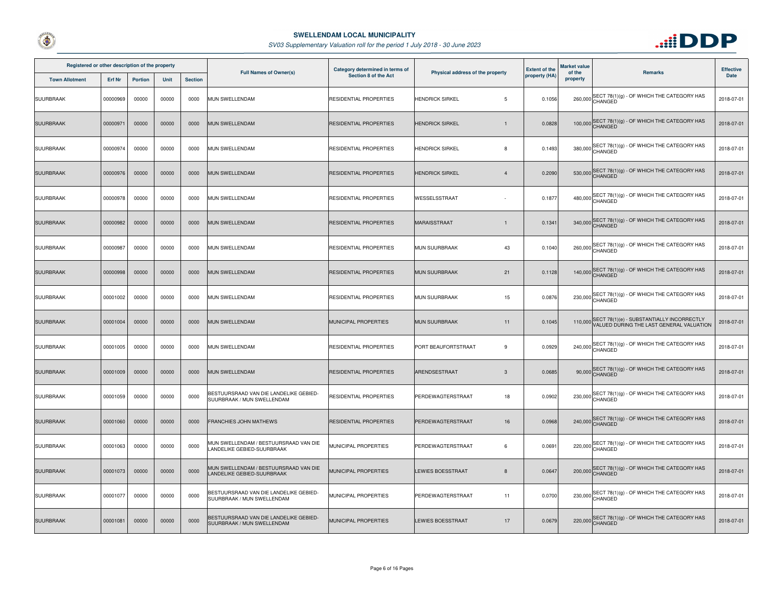# SWELLENDAM LOCAL MUNICIPALITY

*SV03 Supplementary Valuation roll for the period 1 July 2018 - 30 June 2023*

| Registered or other description of the property | | | | | Full Names of Owner(s) | Category determined in terms of Section 8 of the Act | Physical address of the property | | Extent of the property (HA) | Market value of the property | Remarks | Effective Date |
|---|---|---|---|---|---|---|---|---|---|---|---|---|
| Town Allotment | Erf Nr | Portion | Unit | Section | | | | | | | | |
| SUURBRAAK | 00000969 | 00000 | 00000 | 0000 | MUN SWELLENDAM | RESIDENTIAL PROPERTIES | HENDRICK SIRKEL | 5 | 0.1056 | 260,000 | SECT 78(1)(g) - OF WHICH THE CATEGORY HAS CHANGED | 2018-07-01 |
| SUURBRAAK | 00000971 | 00000 | 00000 | 0000 | MUN SWELLENDAM | RESIDENTIAL PROPERTIES | HENDRICK SIRKEL | 1 | 0.0828 | 100,000 | SECT 78(1)(g) - OF WHICH THE CATEGORY HAS CHANGED | 2018-07-01 |
| SUURBRAAK | 00000974 | 00000 | 00000 | 0000 | MUN SWELLENDAM | RESIDENTIAL PROPERTIES | HENDRICK SIRKEL | 8 | 0.1493 | 380,000 | SECT 78(1)(g) - OF WHICH THE CATEGORY HAS CHANGED | 2018-07-01 |
| SUURBRAAK | 00000976 | 00000 | 00000 | 0000 | MUN SWELLENDAM | RESIDENTIAL PROPERTIES | HENDRICK SIRKEL | 4 | 0.2090 | 530,000 | SECT 78(1)(g) - OF WHICH THE CATEGORY HAS CHANGED | 2018-07-01 |
| SUURBRAAK | 00000978 | 00000 | 00000 | 0000 | MUN SWELLENDAM | RESIDENTIAL PROPERTIES | WESSELSSTRAAT | - | 0.1877 | 480,000 | SECT 78(1)(g) - OF WHICH THE CATEGORY HAS CHANGED | 2018-07-01 |
| SUURBRAAK | 00000982 | 00000 | 00000 | 0000 | MUN SWELLENDAM | RESIDENTIAL PROPERTIES | MARAISSTRAAT | 1 | 0.1341 | 340,000 | SECT 78(1)(g) - OF WHICH THE CATEGORY HAS CHANGED | 2018-07-01 |
| SUURBRAAK | 00000987 | 00000 | 00000 | 0000 | MUN SWELLENDAM | RESIDENTIAL PROPERTIES | MUN SUURBRAAK | 43 | 0.1040 | 260,000 | SECT 78(1)(g) - OF WHICH THE CATEGORY HAS CHANGED | 2018-07-01 |
| SUURBRAAK | 00000998 | 00000 | 00000 | 0000 | MUN SWELLENDAM | RESIDENTIAL PROPERTIES | MUN SUURBRAAK | 21 | 0.1128 | 140,000 | SECT 78(1)(g) - OF WHICH THE CATEGORY HAS CHANGED | 2018-07-01 |
| SUURBRAAK | 00001002 | 00000 | 00000 | 0000 | MUN SWELLENDAM | RESIDENTIAL PROPERTIES | MUN SUURBRAAK | 15 | 0.0876 | 230,000 | SECT 78(1)(g) - OF WHICH THE CATEGORY HAS CHANGED | 2018-07-01 |
| SUURBRAAK | 00001004 | 00000 | 00000 | 0000 | MUN SWELLENDAM | MUNICIPAL PROPERTIES | MUN SUURBRAAK | 11 | 0.1045 | 110,000 | SECT 78(1)(e) - SUBSTANTIALLY INCORRECTLY VALUED DURING THE LAST GENERAL VALUATION | 2018-07-01 |
| SUURBRAAK | 00001005 | 00000 | 00000 | 0000 | MUN SWELLENDAM | RESIDENTIAL PROPERTIES | PORT BEAUFORTSTRAAT | 9 | 0.0929 | 240,000 | SECT 78(1)(g) - OF WHICH THE CATEGORY HAS CHANGED | 2018-07-01 |
| SUURBRAAK | 00001009 | 00000 | 00000 | 0000 | MUN SWELLENDAM | RESIDENTIAL PROPERTIES | ARENDSESTRAAT | 3 | 0.0685 | 90,000 | SECT 78(1)(g) - OF WHICH THE CATEGORY HAS CHANGED | 2018-07-01 |
| SUURBRAAK | 00001059 | 00000 | 00000 | 0000 | BESTUURSRAAD VAN DIE LANDELIKE GEBIED-SUURBRAAK / MUN SWELLENDAM | RESIDENTIAL PROPERTIES | PERDEWAGTERSTRAAT | 18 | 0.0902 | 230,000 | SECT 78(1)(g) - OF WHICH THE CATEGORY HAS CHANGED | 2018-07-01 |
| SUURBRAAK | 00001060 | 00000 | 00000 | 0000 | FRANCHIES JOHN MATHEWS | RESIDENTIAL PROPERTIES | PERDEWAGTERSTRAAT | 16 | 0.0968 | 240,000 | SECT 78(1)(g) - OF WHICH THE CATEGORY HAS CHANGED | 2018-07-01 |
| SUURBRAAK | 00001063 | 00000 | 00000 | 0000 | MUN SWELLENDAM / BESTUURSRAAD VAN DIE LANDELIKE GEBIED-SUURBRAAK | MUNICIPAL PROPERTIES | PERDEWAGTERSTRAAT | 6 | 0.0691 | 220,000 | SECT 78(1)(g) - OF WHICH THE CATEGORY HAS CHANGED | 2018-07-01 |
| SUURBRAAK | 00001073 | 00000 | 00000 | 0000 | MUN SWELLENDAM / BESTUURSRAAD VAN DIE LANDELIKE GEBIED-SUURBRAAK | MUNICIPAL PROPERTIES | LEWIES BOESSTRAAT | 8 | 0.0647 | 200,000 | SECT 78(1)(g) - OF WHICH THE CATEGORY HAS CHANGED | 2018-07-01 |
| SUURBRAAK | 00001077 | 00000 | 00000 | 0000 | BESTUURSRAAD VAN DIE LANDELIKE GEBIED-SUURBRAAK / MUN SWELLENDAM | MUNICIPAL PROPERTIES | PERDEWAGTERSTRAAT | 11 | 0.0700 | 230,000 | SECT 78(1)(g) - OF WHICH THE CATEGORY HAS CHANGED | 2018-07-01 |
| SUURBRAAK | 00001081 | 00000 | 00000 | 0000 | BESTUURSRAAD VAN DIE LANDELIKE GEBIED-SUURBRAAK / MUN SWELLENDAM | MUNICIPAL PROPERTIES | LEWIES BOESSTRAAT | 17 | 0.0679 | 220,000 | SECT 78(1)(g) - OF WHICH THE CATEGORY HAS CHANGED | 2018-07-01 |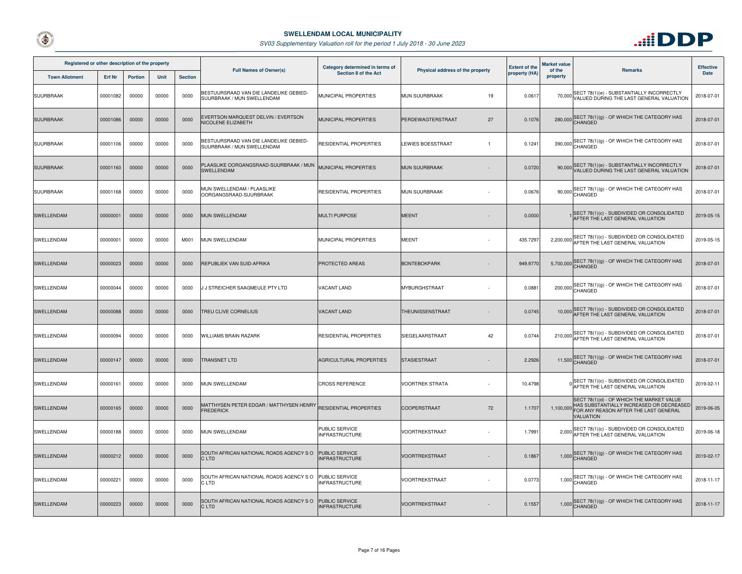# SWELLENDAM LOCAL MUNICIPALITY

*SV03 Supplementary Valuation roll for the period 1 July 2018 - 30 June 2023*

| Registered or other description of the property | | | | | Full Names of Owner(s) | Category determined in terms of Section 8 of the Act | Physical address of the property | | Extent of the property (HA) | Market value of the property | Remarks | Effective Date |
|---|---|---|---|---|---|---|---|---|---|---|---|---|
| Town Allotment | Erf Nr | Portion | Unit | Section | | | | | | | | |
| SUURBRAAK | 00001082 | 00000 | 00000 | 0000 | BESTUURSRAAD VAN DIE LANDELIKE GEBIED-SUURBRAAK / MUN SWELLENDAM | MUNICIPAL PROPERTIES | MUN SUURBRAAK | 19 | 0.0617 | 70,000 | SECT 78(1)(e) - SUBSTANTIALLY INCORRECTLY VALUED DURING THE LAST GENERAL VALUATION | 2018-07-01 |
| SUURBRAAK | 00001086 | 00000 | 00000 | 0000 | EVERTSON MARQUEST DELVIN / EVERTSON NICOLENE ELIZABETH | MUNICIPAL PROPERTIES | PERDEWAGTERSTRAAT | 27 | 0.1076 | 280,000 | SECT 78(1)(g) - OF WHICH THE CATEGORY HAS CHANGED | 2018-07-01 |
| SUURBRAAK | 00001106 | 00000 | 00000 | 0000 | BESTUURSRAAD VAN DIE LANDELIKE GEBIED-SUURBRAAK / MUN SWELLENDAM | RESIDENTIAL PROPERTIES | LEWIES BOESSTRAAT | 1 | 0.1241 | 390,000 | SECT 78(1)(g) - OF WHICH THE CATEGORY HAS CHANGED | 2018-07-01 |
| SUURBRAAK | 00001160 | 00000 | 00000 | 0000 | PLAASLIKE OORGANGSRAAD-SUURBRAAK / MUN SWELLENDAM | MUNICIPAL PROPERTIES | MUN SUURBRAAK | - | 0.0720 | 90,000 | SECT 78(1)(e) - SUBSTANTIALLY INCORRECTLY VALUED DURING THE LAST GENERAL VALUATION | 2018-07-01 |
| SUURBRAAK | 00001168 | 00000 | 00000 | 0000 | MUN SWELLENDAM / PLAASLIKE OORGANGSRAAD-SUURBRAAK | RESIDENTIAL PROPERTIES | MUN SUURBRAAK | - | 0.0676 | 90,000 | SECT 78(1)(g) - OF WHICH THE CATEGORY HAS CHANGED | 2018-07-01 |
| SWELLENDAM | 00000001 | 00000 | 00000 | 0000 | MUN SWELLENDAM | MULTI PURPOSE | MEENT | - | 0.0000 | 1 | SECT 78(1)(c) - SUBDIVIDED OR CONSOLIDATED AFTER THE LAST GENERAL VALUATION | 2019-05-15 |
| SWELLENDAM | 00000001 | 00000 | 00000 | M001 | MUN SWELLENDAM | MUNICIPAL PROPERTIES | MEENT | - | 435.7297 | 2,200,000 | SECT 78(1)(c) - SUBDIVIDED OR CONSOLIDATED AFTER THE LAST GENERAL VALUATION | 2019-05-15 |
| SWELLENDAM | 00000023 | 00000 | 00000 | 0000 | REPUBLIEK VAN SUID-AFRIKA | PROTECTED AREAS | BONTEBOKPARK | - | 949.9770 | 5,700,000 | SECT 78(1)(g) - OF WHICH THE CATEGORY HAS CHANGED | 2018-07-01 |
| SWELLENDAM | 00000044 | 00000 | 00000 | 0000 | J J STREICHER SAAGMEULE PTY LTD | VACANT LAND | MYBURGHSTRAAT | - | 0.0881 | 200,000 | SECT 78(1)(g) - OF WHICH THE CATEGORY HAS CHANGED | 2018-07-01 |
| SWELLENDAM | 00000088 | 00000 | 00000 | 0000 | TREU CLIVE CORNELIUS | VACANT LAND | THEUNISSENSTRAAT | - | 0.0745 | 10,000 | SECT 78(1)(c) - SUBDIVIDED OR CONSOLIDATED AFTER THE LAST GENERAL VALUATION | 2018-07-01 |
| SWELLENDAM | 00000094 | 00000 | 00000 | 0000 | WILLIAMS BRAIN RAZARK | RESIDENTIAL PROPERTIES | SIEGELAARSTRAAT | 42 | 0.0744 | 210,000 | SECT 78(1)(c) - SUBDIVIDED OR CONSOLIDATED AFTER THE LAST GENERAL VALUATION | 2018-07-01 |
| SWELLENDAM | 00000147 | 00000 | 00000 | 0000 | TRANSNET LTD | AGRICULTURAL PROPERTIES | STASIESTRAAT | - | 2.2926 | 11,500 | SECT 78(1)(g) - OF WHICH THE CATEGORY HAS CHANGED | 2018-07-01 |
| SWELLENDAM | 00000161 | 00000 | 00000 | 0000 | MUN SWELLENDAM | CROSS REFERENCE | VOORTREK STRATA | - | 10.4798 | 0 | SECT 78(1)(c) - SUBDIVIDED OR CONSOLIDATED AFTER THE LAST GENERAL VALUATION | 2019-02-11 |
| SWELLENDAM | 00000165 | 00000 | 00000 | 0000 | MATTHYSEN PETER EDGAR / MATTHYSEN HENRY FREDERICK | RESIDENTIAL PROPERTIES | COOPERSTRAAT | 72 | 1.1707 | 1,100,000 | SECT 78(1)(d) - OF WHICH THE MARKET VALUE HAS SUBSTANTIALLY INCREASED OR DECREASED FOR ANY REASON AFTER THE LAST GENERAL VALUATION | 2019-06-05 |
| SWELLENDAM | 00000188 | 00000 | 00000 | 0000 | MUN SWELLENDAM | PUBLIC SERVICE INFRASTRUCTURE | VOORTREKSTRAAT | - | 1.7991 | 2,000 | SECT 78(1)(c) - SUBDIVIDED OR CONSOLIDATED AFTER THE LAST GENERAL VALUATION | 2019-06-18 |
| SWELLENDAM | 00000212 | 00000 | 00000 | 0000 | SOUTH AFRICAN NATIONAL ROADS AGENCY S O C LTD | PUBLIC SERVICE INFRASTRUCTURE | VOORTREKSTRAAT | - | 0.1867 | 1,000 | SECT 78(1)(g) - OF WHICH THE CATEGORY HAS CHANGED | 2019-02-17 |
| SWELLENDAM | 00000221 | 00000 | 00000 | 0000 | SOUTH AFRICAN NATIONAL ROADS AGENCY S O C LTD | PUBLIC SERVICE INFRASTRUCTURE | VOORTREKSTRAAT | - | 0.0773 | 1,000 | SECT 78(1)(g) - OF WHICH THE CATEGORY HAS CHANGED | 2018-11-17 |
| SWELLENDAM | 00000223 | 00000 | 00000 | 0000 | SOUTH AFRICAN NATIONAL ROADS AGENCY S O C LTD | PUBLIC SERVICE INFRASTRUCTURE | VOORTREKSTRAAT | - | 0.1557 | 1,000 | SECT 78(1)(g) - OF WHICH THE CATEGORY HAS CHANGED | 2018-11-17 |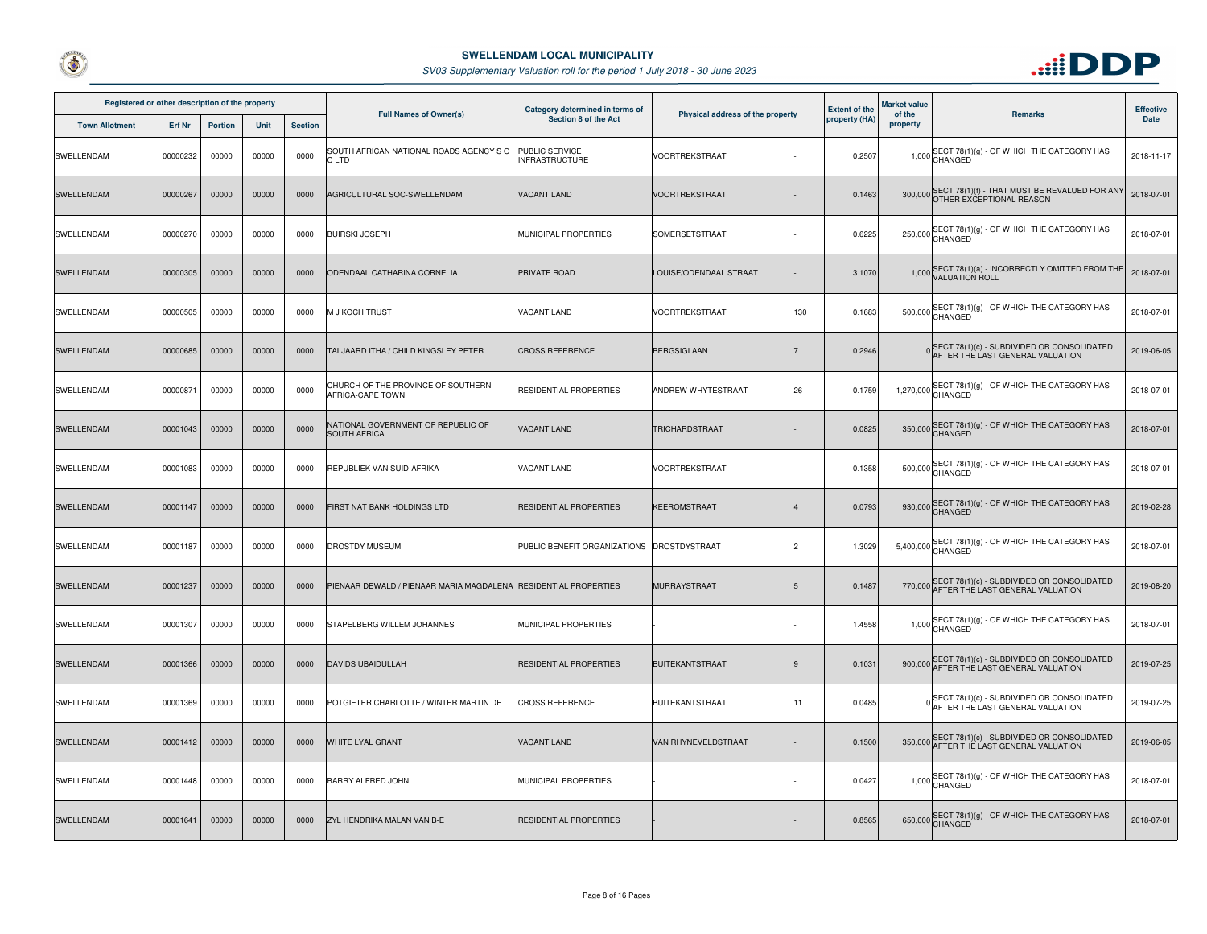# SWELLENDAM LOCAL MUNICIPALITY

*SV03 Supplementary Valuation roll for the period 1 July 2018 - 30 June 2023*

| Registered or other description of the property | | | | | Full Names of Owner(s) | Category determined in terms of Section 8 of the Act | Physical address of the property | | Extent of the property (HA) | Market value of the property | Remarks | Effective Date |
|---|---|---|---|---|---|---|---|---|---|---|---|---|
| Town Allotment | Erf Nr | Portion | Unit | Section | | | | | | | | |
| SWELLENDAM | 00000232 | 00000 | 00000 | 0000 | SOUTH AFRICAN NATIONAL ROADS AGENCY S O C LTD | PUBLIC SERVICE INFRASTRUCTURE | VOORTREKSTRAAT | - | 0.2507 | 1,000 | SECT 78(1)(g) - OF WHICH THE CATEGORY HAS CHANGED | 2018-11-17 |
| SWELLENDAM | 00000267 | 00000 | 00000 | 0000 | AGRICULTURAL SOC-SWELLENDAM | VACANT LAND | VOORTREKSTRAAT | - | 0.1463 | 300,000 | SECT 78(1)(f) - THAT MUST BE REVALUED FOR ANY OTHER EXCEPTIONAL REASON | 2018-07-01 |
| SWELLENDAM | 00000270 | 00000 | 00000 | 0000 | BUIRSKI JOSEPH | MUNICIPAL PROPERTIES | SOMERSETSTRAAT | - | 0.6225 | 250,000 | SECT 78(1)(g) - OF WHICH THE CATEGORY HAS CHANGED | 2018-07-01 |
| SWELLENDAM | 00000305 | 00000 | 00000 | 0000 | ODENDAAL CATHARINA CORNELIA | PRIVATE ROAD | LOUISE/ODENDAAL STRAAT | - | 3.1070 | 1,000 | SECT 78(1)(a) - INCORRECTLY OMITTED FROM THE VALUATION ROLL | 2018-07-01 |
| SWELLENDAM | 00000505 | 00000 | 00000 | 0000 | M J KOCH TRUST | VACANT LAND | VOORTREKSTRAAT | 130 | 0.1683 | 500,000 | SECT 78(1)(g) - OF WHICH THE CATEGORY HAS CHANGED | 2018-07-01 |
| SWELLENDAM | 00000685 | 00000 | 00000 | 0000 | TALJAARD ITHA / CHILD KINGSLEY PETER | CROSS REFERENCE | BERGSIGLAAN | 7 | 0.2946 | 0 | SECT 78(1)(c) - SUBDIVIDED OR CONSOLIDATED AFTER THE LAST GENERAL VALUATION | 2019-06-05 |
| SWELLENDAM | 00000871 | 00000 | 00000 | 0000 | CHURCH OF THE PROVINCE OF SOUTHERN AFRICA-CAPE TOWN | RESIDENTIAL PROPERTIES | ANDREW WHYTESTRAAT | 26 | 0.1759 | 1,270,000 | SECT 78(1)(g) - OF WHICH THE CATEGORY HAS CHANGED | 2018-07-01 |
| SWELLENDAM | 00001043 | 00000 | 00000 | 0000 | NATIONAL GOVERNMENT OF REPUBLIC OF SOUTH AFRICA | VACANT LAND | TRICHARDSTRAAT | - | 0.0825 | 350,000 | SECT 78(1)(g) - OF WHICH THE CATEGORY HAS CHANGED | 2018-07-01 |
| SWELLENDAM | 00001083 | 00000 | 00000 | 0000 | REPUBLIEK VAN SUID-AFRIKA | VACANT LAND | VOORTREKSTRAAT | - | 0.1358 | 500,000 | SECT 78(1)(g) - OF WHICH THE CATEGORY HAS CHANGED | 2018-07-01 |
| SWELLENDAM | 00001147 | 00000 | 00000 | 0000 | FIRST NAT BANK HOLDINGS LTD | RESIDENTIAL PROPERTIES | KEEROMSTRAAT | 4 | 0.0793 | 930,000 | SECT 78(1)(g) - OF WHICH THE CATEGORY HAS CHANGED | 2019-02-28 |
| SWELLENDAM | 00001187 | 00000 | 00000 | 0000 | DROSTDY MUSEUM | PUBLIC BENEFIT ORGANIZATIONS | DROSTDYSTRAAT | 2 | 1.3029 | 5,400,000 | SECT 78(1)(g) - OF WHICH THE CATEGORY HAS CHANGED | 2018-07-01 |
| SWELLENDAM | 00001237 | 00000 | 00000 | 0000 | PIENAAR DEWALD / PIENAAR MARIA MAGDALENA | RESIDENTIAL PROPERTIES | MURRAYSTRAAT | 5 | 0.1487 | 770,000 | SECT 78(1)(c) - SUBDIVIDED OR CONSOLIDATED AFTER THE LAST GENERAL VALUATION | 2019-08-20 |
| SWELLENDAM | 00001307 | 00000 | 00000 | 0000 | STAPELBERG WILLEM JOHANNES | MUNICIPAL PROPERTIES | - | - | 1.4558 | 1,000 | SECT 78(1)(g) - OF WHICH THE CATEGORY HAS CHANGED | 2018-07-01 |
| SWELLENDAM | 00001366 | 00000 | 00000 | 0000 | DAVIDS UBAIDULLAH | RESIDENTIAL PROPERTIES | BUITEKANTSTRAAT | 9 | 0.1031 | 900,000 | SECT 78(1)(c) - SUBDIVIDED OR CONSOLIDATED AFTER THE LAST GENERAL VALUATION | 2019-07-25 |
| SWELLENDAM | 00001369 | 00000 | 00000 | 0000 | POTGIETER CHARLOTTE / WINTER MARTIN DE | CROSS REFERENCE | BUITEKANTSTRAAT | 11 | 0.0485 | 0 | SECT 78(1)(c) - SUBDIVIDED OR CONSOLIDATED AFTER THE LAST GENERAL VALUATION | 2019-07-25 |
| SWELLENDAM | 00001412 | 00000 | 00000 | 0000 | WHITE LYAL GRANT | VACANT LAND | VAN RHYNEVELDSTRAAT | - | 0.1500 | 350,000 | SECT 78(1)(c) - SUBDIVIDED OR CONSOLIDATED AFTER THE LAST GENERAL VALUATION | 2019-06-05 |
| SWELLENDAM | 00001448 | 00000 | 00000 | 0000 | BARRY ALFRED JOHN | MUNICIPAL PROPERTIES | - | - | 0.0427 | 1,000 | SECT 78(1)(g) - OF WHICH THE CATEGORY HAS CHANGED | 2018-07-01 |
| SWELLENDAM | 00001641 | 00000 | 00000 | 0000 | ZYL HENDRIKA MALAN VAN B-E | RESIDENTIAL PROPERTIES | - | - | 0.8565 | 650,000 | SECT 78(1)(g) - OF WHICH THE CATEGORY HAS CHANGED | 2018-07-01 |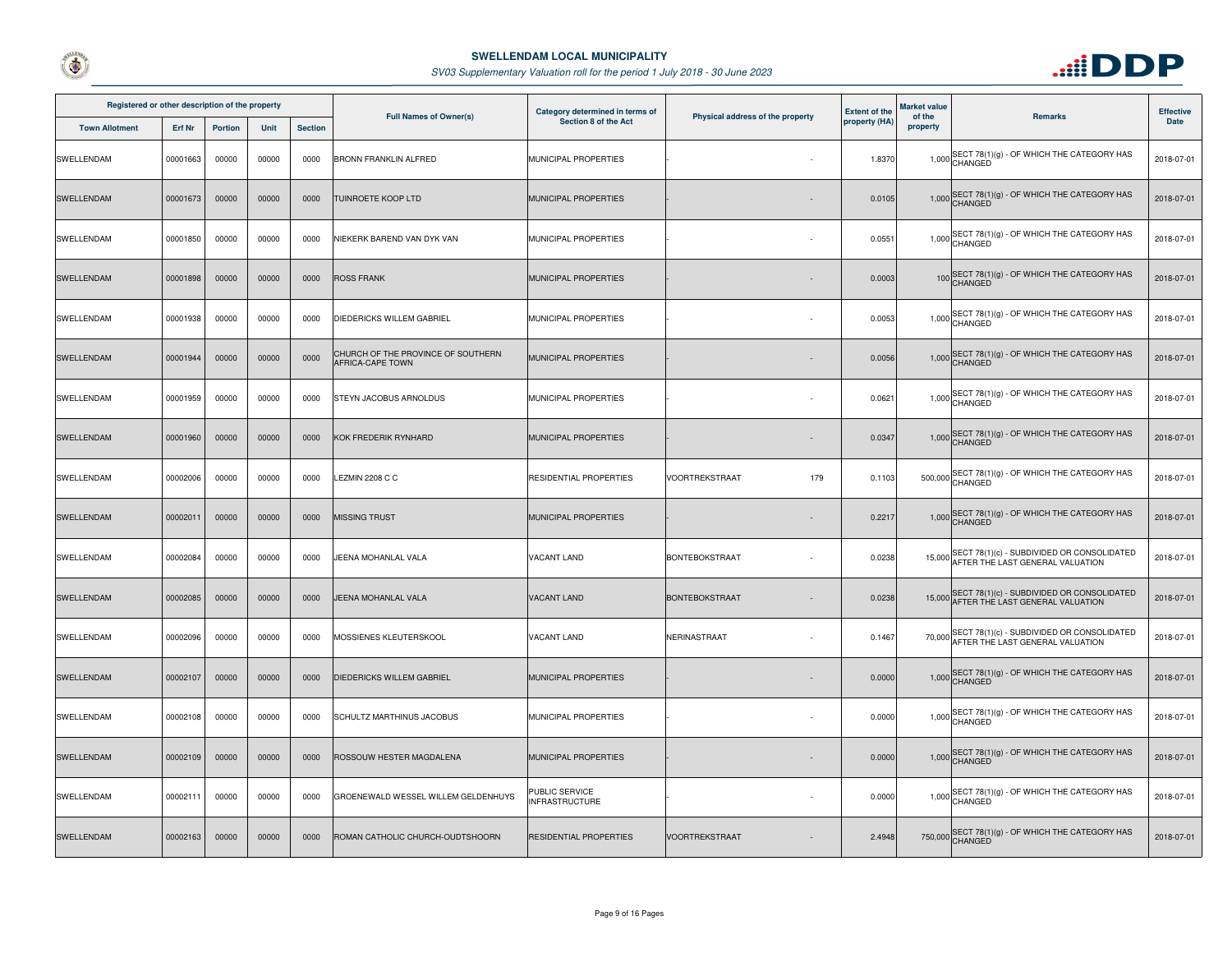# SWELLENDAM LOCAL MUNICIPALITY

*SV03 Supplementary Valuation roll for the period 1 July 2018 - 30 June 2023*

| Registered or other description of the property | | | | | Full Names of Owner(s) | Category determined in terms of Section 8 of the Act | Physical address of the property | | Extent of the property (HA) | Market value of the property | Remarks | Effective Date |
|---|---|---|---|---|---|---|---|---|---|---|---|---|
| Town Allotment | Erf Nr | Portion | Unit | Section | | | | | | | | |
| SWELLENDAM | 00001663 | 00000 | 00000 | 0000 | BRONN FRANKLIN ALFRED | MUNICIPAL PROPERTIES | - | - | 1.8370 | 1,000 | SECT 78(1)(g) - OF WHICH THE CATEGORY HAS CHANGED | 2018-07-01 |
| SWELLENDAM | 00001673 | 00000 | 00000 | 0000 | TUINROETE KOOP LTD | MUNICIPAL PROPERTIES | - | - | 0.0105 | 1,000 | SECT 78(1)(g) - OF WHICH THE CATEGORY HAS CHANGED | 2018-07-01 |
| SWELLENDAM | 00001850 | 00000 | 00000 | 0000 | NIEKERK BAREND VAN DYK VAN | MUNICIPAL PROPERTIES | - | - | 0.0551 | 1,000 | SECT 78(1)(g) - OF WHICH THE CATEGORY HAS CHANGED | 2018-07-01 |
| SWELLENDAM | 00001898 | 00000 | 00000 | 0000 | ROSS FRANK | MUNICIPAL PROPERTIES | - | - | 0.0003 | 100 | SECT 78(1)(g) - OF WHICH THE CATEGORY HAS CHANGED | 2018-07-01 |
| SWELLENDAM | 00001938 | 00000 | 00000 | 0000 | DIEDERICKS WILLEM GABRIEL | MUNICIPAL PROPERTIES | - | - | 0.0053 | 1,000 | SECT 78(1)(g) - OF WHICH THE CATEGORY HAS CHANGED | 2018-07-01 |
| SWELLENDAM | 00001944 | 00000 | 00000 | 0000 | CHURCH OF THE PROVINCE OF SOUTHERN AFRICA-CAPE TOWN | MUNICIPAL PROPERTIES | - | - | 0.0056 | 1,000 | SECT 78(1)(g) - OF WHICH THE CATEGORY HAS CHANGED | 2018-07-01 |
| SWELLENDAM | 00001959 | 00000 | 00000 | 0000 | STEYN JACOBUS ARNOLDUS | MUNICIPAL PROPERTIES | - | - | 0.0621 | 1,000 | SECT 78(1)(g) - OF WHICH THE CATEGORY HAS CHANGED | 2018-07-01 |
| SWELLENDAM | 00001960 | 00000 | 00000 | 0000 | KOK FREDERIK RYNHARD | MUNICIPAL PROPERTIES | - | - | 0.0347 | 1,000 | SECT 78(1)(g) - OF WHICH THE CATEGORY HAS CHANGED | 2018-07-01 |
| SWELLENDAM | 00002006 | 00000 | 00000 | 0000 | LEZMIN 2208 C C | RESIDENTIAL PROPERTIES | VOORTREKSTRAAT | 179 | 0.1103 | 500,000 | SECT 78(1)(g) - OF WHICH THE CATEGORY HAS CHANGED | 2018-07-01 |
| SWELLENDAM | 00002011 | 00000 | 00000 | 0000 | MISSING TRUST | MUNICIPAL PROPERTIES | - | - | 0.2217 | 1,000 | SECT 78(1)(g) - OF WHICH THE CATEGORY HAS CHANGED | 2018-07-01 |
| SWELLENDAM | 00002084 | 00000 | 00000 | 0000 | JEENA MOHANLAL VALA | VACANT LAND | BONTEBOKSTRAAT | - | 0.0238 | 15,000 | SECT 78(1)(c) - SUBDIVIDED OR CONSOLIDATED AFTER THE LAST GENERAL VALUATION | 2018-07-01 |
| SWELLENDAM | 00002085 | 00000 | 00000 | 0000 | JEENA MOHANLAL VALA | VACANT LAND | BONTEBOKSTRAAT | - | 0.0238 | 15,000 | SECT 78(1)(c) - SUBDIVIDED OR CONSOLIDATED AFTER THE LAST GENERAL VALUATION | 2018-07-01 |
| SWELLENDAM | 00002096 | 00000 | 00000 | 0000 | MOSSIENES KLEUTERSKOOL | VACANT LAND | NERINASTRAAT | - | 0.1467 | 70,000 | SECT 78(1)(c) - SUBDIVIDED OR CONSOLIDATED AFTER THE LAST GENERAL VALUATION | 2018-07-01 |
| SWELLENDAM | 00002107 | 00000 | 00000 | 0000 | DIEDERICKS WILLEM GABRIEL | MUNICIPAL PROPERTIES | - | - | 0.0000 | 1,000 | SECT 78(1)(g) - OF WHICH THE CATEGORY HAS CHANGED | 2018-07-01 |
| SWELLENDAM | 00002108 | 00000 | 00000 | 0000 | SCHULTZ MARTHINUS JACOBUS | MUNICIPAL PROPERTIES | - | - | 0.0000 | 1,000 | SECT 78(1)(g) - OF WHICH THE CATEGORY HAS CHANGED | 2018-07-01 |
| SWELLENDAM | 00002109 | 00000 | 00000 | 0000 | ROSSOUW HESTER MAGDALENA | MUNICIPAL PROPERTIES | - | - | 0.0000 | 1,000 | SECT 78(1)(g) - OF WHICH THE CATEGORY HAS CHANGED | 2018-07-01 |
| SWELLENDAM | 00002111 | 00000 | 00000 | 0000 | GROENEWALD WESSEL WILLEM GELDENHUYS | PUBLIC SERVICE INFRASTRUCTURE | - | - | 0.0000 | 1,000 | SECT 78(1)(g) - OF WHICH THE CATEGORY HAS CHANGED | 2018-07-01 |
| SWELLENDAM | 00002163 | 00000 | 00000 | 0000 | ROMAN CATHOLIC CHURCH-OUDTSHOORN | RESIDENTIAL PROPERTIES | VOORTREKSTRAAT | - | 2.4948 | 750,000 | SECT 78(1)(g) - OF WHICH THE CATEGORY HAS CHANGED | 2018-07-01 |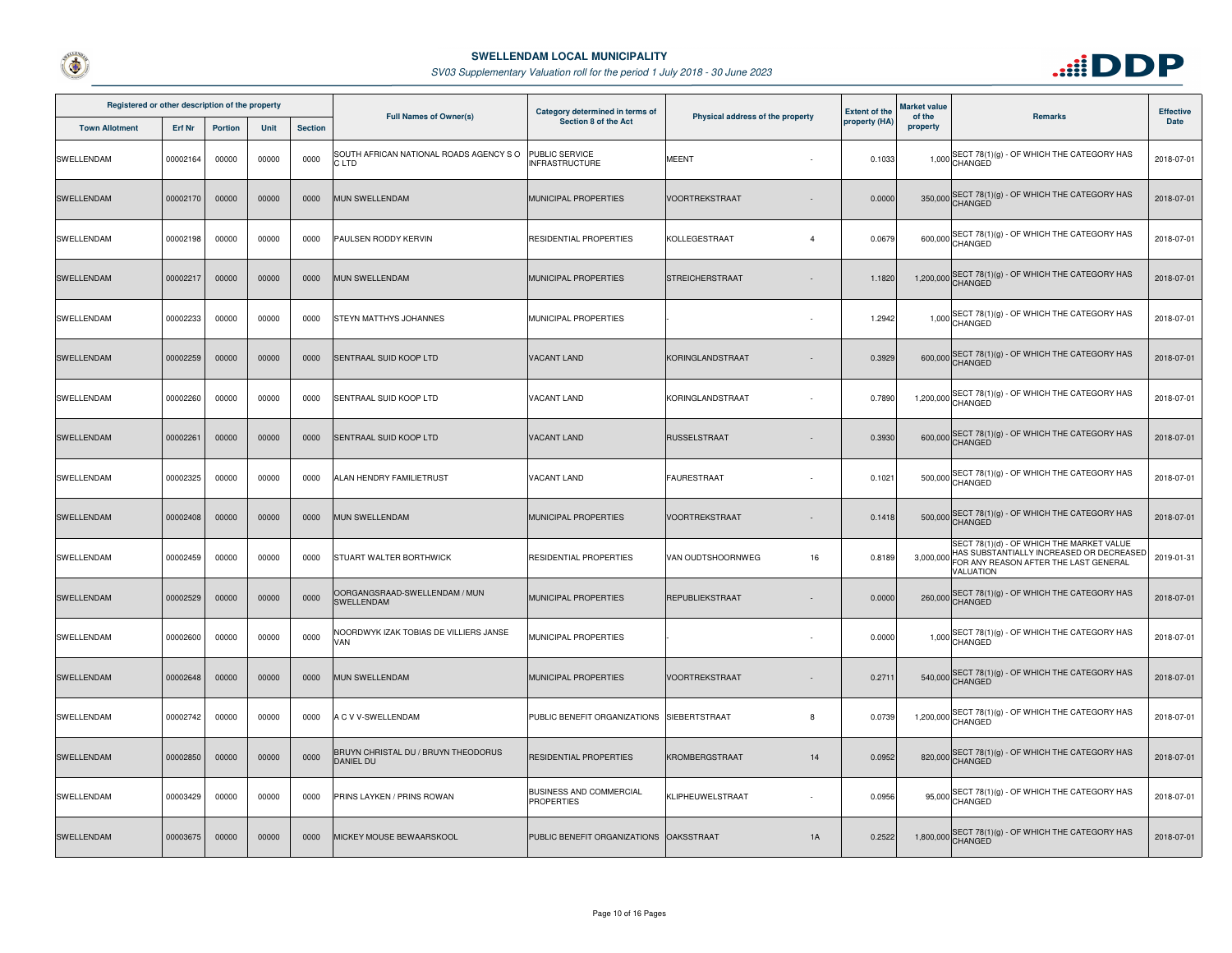# SWELLENDAM LOCAL MUNICIPALITY

*SV03 Supplementary Valuation roll for the period 1 July 2018 - 30 June 2023*

| Registered or other description of the property | | | | | Full Names of Owner(s) | Category determined in terms of Section 8 of the Act | Physical address of the property | | Extent of the property (HA) | Market value of the property | Remarks | Effective Date |
|---|---|---|---|---|---|---|---|---|---|---|---|---|
| Town Allotment | Erf Nr | Portion | Unit | Section | | | | | | | | |
| SWELLENDAM | 00002164 | 00000 | 00000 | 0000 | SOUTH AFRICAN NATIONAL ROADS AGENCY S O C LTD | PUBLIC SERVICE INFRASTRUCTURE | MEENT | - | 0.1033 | 1,000 | SECT 78(1)(g) - OF WHICH THE CATEGORY HAS CHANGED | 2018-07-01 |
| SWELLENDAM | 00002170 | 00000 | 00000 | 0000 | MUN SWELLENDAM | MUNICIPAL PROPERTIES | VOORTREKSTRAAT | - | 0.0000 | 350,000 | SECT 78(1)(g) - OF WHICH THE CATEGORY HAS CHANGED | 2018-07-01 |
| SWELLENDAM | 00002198 | 00000 | 00000 | 0000 | PAULSEN RODDY KERVIN | RESIDENTIAL PROPERTIES | KOLLEGESTRAAT | 4 | 0.0679 | 600,000 | SECT 78(1)(g) - OF WHICH THE CATEGORY HAS CHANGED | 2018-07-01 |
| SWELLENDAM | 00002217 | 00000 | 00000 | 0000 | MUN SWELLENDAM | MUNICIPAL PROPERTIES | STREICHERSTRAAT | - | 1.1820 | 1,200,000 | SECT 78(1)(g) - OF WHICH THE CATEGORY HAS CHANGED | 2018-07-01 |
| SWELLENDAM | 00002233 | 00000 | 00000 | 0000 | STEYN MATTHYS JOHANNES | MUNICIPAL PROPERTIES | - | - | 1.2942 | 1,000 | SECT 78(1)(g) - OF WHICH THE CATEGORY HAS CHANGED | 2018-07-01 |
| SWELLENDAM | 00002259 | 00000 | 00000 | 0000 | SENTRAAL SUID KOOP LTD | VACANT LAND | KORINGLANDSTRAAT | - | 0.3929 | 600,000 | SECT 78(1)(g) - OF WHICH THE CATEGORY HAS CHANGED | 2018-07-01 |
| SWELLENDAM | 00002260 | 00000 | 00000 | 0000 | SENTRAAL SUID KOOP LTD | VACANT LAND | KORINGLANDSTRAAT | - | 0.7890 | 1,200,000 | SECT 78(1)(g) - OF WHICH THE CATEGORY HAS CHANGED | 2018-07-01 |
| SWELLENDAM | 00002261 | 00000 | 00000 | 0000 | SENTRAAL SUID KOOP LTD | VACANT LAND | RUSSELSTRAAT | - | 0.3930 | 600,000 | SECT 78(1)(g) - OF WHICH THE CATEGORY HAS CHANGED | 2018-07-01 |
| SWELLENDAM | 00002325 | 00000 | 00000 | 0000 | ALAN HENDRY FAMILIETRUST | VACANT LAND | FAURESTRAAT | - | 0.1021 | 500,000 | SECT 78(1)(g) - OF WHICH THE CATEGORY HAS CHANGED | 2018-07-01 |
| SWELLENDAM | 00002408 | 00000 | 00000 | 0000 | MUN SWELLENDAM | MUNICIPAL PROPERTIES | VOORTREKSTRAAT | - | 0.1418 | 500,000 | SECT 78(1)(g) - OF WHICH THE CATEGORY HAS CHANGED | 2018-07-01 |
| SWELLENDAM | 00002459 | 00000 | 00000 | 0000 | STUART WALTER BORTHWICK | RESIDENTIAL PROPERTIES | VAN OUDTSHOORNWEG | 16 | 0.8189 | 3,000,000 | SECT 78(1)(d) - OF WHICH THE MARKET VALUE HAS SUBSTANTIALLY INCREASED OR DECREASED FOR ANY REASON AFTER THE LAST GENERAL VALUATION | 2019-01-31 |
| SWELLENDAM | 00002529 | 00000 | 00000 | 0000 | OORGANGSRAAD-SWELLENDAM / MUN SWELLENDAM | MUNICIPAL PROPERTIES | REPUBLIEKSTRAAT | - | 0.0000 | 260,000 | SECT 78(1)(g) - OF WHICH THE CATEGORY HAS CHANGED | 2018-07-01 |
| SWELLENDAM | 00002600 | 00000 | 00000 | 0000 | NOORDWYK IZAK TOBIAS DE VILLIERS JANSE VAN | MUNICIPAL PROPERTIES | - | - | 0.0000 | 1,000 | SECT 78(1)(g) - OF WHICH THE CATEGORY HAS CHANGED | 2018-07-01 |
| SWELLENDAM | 00002648 | 00000 | 00000 | 0000 | MUN SWELLENDAM | MUNICIPAL PROPERTIES | VOORTREKSTRAAT | - | 0.2711 | 540,000 | SECT 78(1)(g) - OF WHICH THE CATEGORY HAS CHANGED | 2018-07-01 |
| SWELLENDAM | 00002742 | 00000 | 00000 | 0000 | A C V V-SWELLENDAM | PUBLIC BENEFIT ORGANIZATIONS | SIEBERTSTRAAT | 8 | 0.0739 | 1,200,000 | SECT 78(1)(g) - OF WHICH THE CATEGORY HAS CHANGED | 2018-07-01 |
| SWELLENDAM | 00002850 | 00000 | 00000 | 0000 | BRUYN CHRISTAL DU / BRUYN THEODORUS DANIEL DU | RESIDENTIAL PROPERTIES | KROMBERGSTRAAT | 14 | 0.0952 | 820,000 | SECT 78(1)(g) - OF WHICH THE CATEGORY HAS CHANGED | 2018-07-01 |
| SWELLENDAM | 00003429 | 00000 | 00000 | 0000 | PRINS LAYKEN / PRINS ROWAN | BUSINESS AND COMMERCIAL PROPERTIES | KLIPHEUWELSTRAAT | - | 0.0956 | 95,000 | SECT 78(1)(g) - OF WHICH THE CATEGORY HAS CHANGED | 2018-07-01 |
| SWELLENDAM | 00003675 | 00000 | 00000 | 0000 | MICKEY MOUSE BEWAARSKOOL | PUBLIC BENEFIT ORGANIZATIONS | OAKSSTRAAT | 1A | 0.2522 | 1,800,000 | SECT 78(1)(g) - OF WHICH THE CATEGORY HAS CHANGED | 2018-07-01 |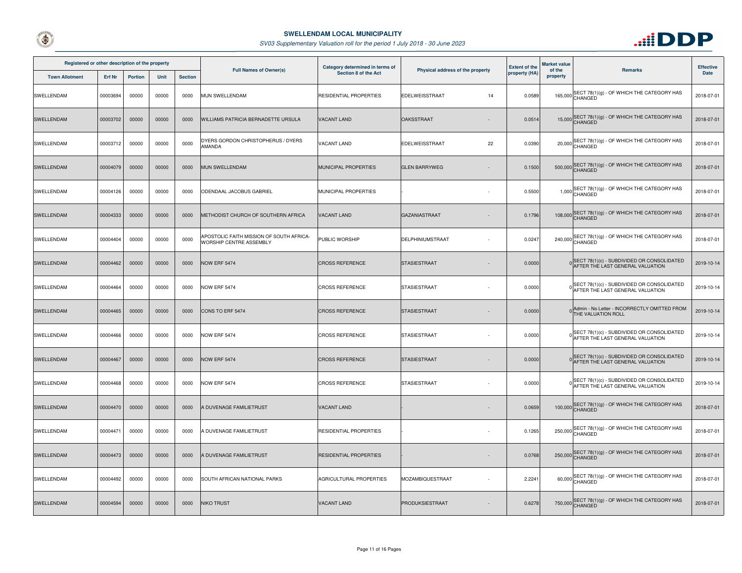**SWELLENDAM LOCAL MUNICIPALITY**

*SV03 Supplementary Valuation roll for the period 1 July 2018 - 30 June 2023*

| Registered or other description of the property | | | | | Full Names of Owner(s) | Category determined in terms of Section 8 of the Act | Physical address of the property | | Extent of the property (HA) | Market value of the property | Remarks | Effective Date |
|---|---|---|---|---|---|---|---|---|---|---|---|---|
| Town Allotment | Erf Nr | Portion | Unit | Section | | | | | | | | |
| SWELLENDAM | 00003694 | 00000 | 00000 | 0000 | MUN SWELLENDAM | RESIDENTIAL PROPERTIES | EDELWEISSTRAAT | 14 | 0.0589 | 165,000 | SECT 78(1)(g) - OF WHICH THE CATEGORY HAS CHANGED | 2018-07-01 |
| SWELLENDAM | 00003702 | 00000 | 00000 | 0000 | WILLIAMS PATRICIA BERNADETTE URSULA | VACANT LAND | OAKSSTRAAT | - | 0.0514 | 15,000 | SECT 78(1)(g) - OF WHICH THE CATEGORY HAS CHANGED | 2018-07-01 |
| SWELLENDAM | 00003712 | 00000 | 00000 | 0000 | DYERS GORDON CHRISTOPHERUS / DYERS AMANDA | VACANT LAND | EDELWEISSTRAAT | 22 | 0.0390 | 20,000 | SECT 78(1)(g) - OF WHICH THE CATEGORY HAS CHANGED | 2018-07-01 |
| SWELLENDAM | 00004079 | 00000 | 00000 | 0000 | MUN SWELLENDAM | MUNICIPAL PROPERTIES | GLEN BARRYWEG | - | 0.1500 | 500,000 | SECT 78(1)(g) - OF WHICH THE CATEGORY HAS CHANGED | 2018-07-01 |
| SWELLENDAM | 00004126 | 00000 | 00000 | 0000 | ODENDAAL JACOBUS GABRIEL | MUNICIPAL PROPERTIES | - | - | 0.5500 | 1,000 | SECT 78(1)(g) - OF WHICH THE CATEGORY HAS CHANGED | 2018-07-01 |
| SWELLENDAM | 00004333 | 00000 | 00000 | 0000 | METHODIST CHURCH OF SOUTHERN AFRICA | VACANT LAND | GAZANIASTRAAT | - | 0.1796 | 108,000 | SECT 78(1)(g) - OF WHICH THE CATEGORY HAS CHANGED | 2018-07-01 |
| SWELLENDAM | 00004404 | 00000 | 00000 | 0000 | APOSTOLIC FAITH MISSION OF SOUTH AFRICA-WORSHIP CENTRE ASSEMBLY | PUBLIC WORSHIP | DELPHINIUMSTRAAT | - | 0.0247 | 240,000 | SECT 78(1)(g) - OF WHICH THE CATEGORY HAS CHANGED | 2018-07-01 |
| SWELLENDAM | 00004462 | 00000 | 00000 | 0000 | NOW ERF 5474 | CROSS REFERENCE | STASIESTRAAT | - | 0.0000 | 0 | SECT 78(1)(c) - SUBDIVIDED OR CONSOLIDATED AFTER THE LAST GENERAL VALUATION | 2019-10-14 |
| SWELLENDAM | 00004464 | 00000 | 00000 | 0000 | NOW ERF 5474 | CROSS REFERENCE | STASIESTRAAT | - | 0.0000 | 0 | SECT 78(1)(c) - SUBDIVIDED OR CONSOLIDATED AFTER THE LAST GENERAL VALUATION | 2019-10-14 |
| SWELLENDAM | 00004465 | 00000 | 00000 | 0000 | CONS TO ERF 5474 | CROSS REFERENCE | STASIESTRAAT | - | 0.0000 | 0 | Admin - No Letter - INCORRECTLY OMITTED FROM THE VALUATION ROLL | 2019-10-14 |
| SWELLENDAM | 00004466 | 00000 | 00000 | 0000 | NOW ERF 5474 | CROSS REFERENCE | STASIESTRAAT | - | 0.0000 | 0 | SECT 78(1)(c) - SUBDIVIDED OR CONSOLIDATED AFTER THE LAST GENERAL VALUATION | 2019-10-14 |
| SWELLENDAM | 00004467 | 00000 | 00000 | 0000 | NOW ERF 5474 | CROSS REFERENCE | STASIESTRAAT | - | 0.0000 | 0 | SECT 78(1)(c) - SUBDIVIDED OR CONSOLIDATED AFTER THE LAST GENERAL VALUATION | 2019-10-14 |
| SWELLENDAM | 00004468 | 00000 | 00000 | 0000 | NOW ERF 5474 | CROSS REFERENCE | STASIESTRAAT | - | 0.0000 | 0 | SECT 78(1)(c) - SUBDIVIDED OR CONSOLIDATED AFTER THE LAST GENERAL VALUATION | 2019-10-14 |
| SWELLENDAM | 00004470 | 00000 | 00000 | 0000 | A DUVENAGE FAMILIETRUST | VACANT LAND | - | - | 0.0659 | 100,000 | SECT 78(1)(g) - OF WHICH THE CATEGORY HAS CHANGED | 2018-07-01 |
| SWELLENDAM | 00004471 | 00000 | 00000 | 0000 | A DUVENAGE FAMILIETRUST | RESIDENTIAL PROPERTIES | - | - | 0.1265 | 250,000 | SECT 78(1)(g) - OF WHICH THE CATEGORY HAS CHANGED | 2018-07-01 |
| SWELLENDAM | 00004473 | 00000 | 00000 | 0000 | A DUVENAGE FAMILIETRUST | RESIDENTIAL PROPERTIES | - | - | 0.0768 | 250,000 | SECT 78(1)(g) - OF WHICH THE CATEGORY HAS CHANGED | 2018-07-01 |
| SWELLENDAM | 00004492 | 00000 | 00000 | 0000 | SOUTH AFRICAN NATIONAL PARKS | AGRICULTURAL PROPERTIES | MOZAMBIQUESTRAAT | - | 2.2241 | 60,000 | SECT 78(1)(g) - OF WHICH THE CATEGORY HAS CHANGED | 2018-07-01 |
| SWELLENDAM | 00004594 | 00000 | 00000 | 0000 | NIKO TRUST | VACANT LAND | PRODUKSIESTRAAT | - | 0.6278 | 750,000 | SECT 78(1)(g) - OF WHICH THE CATEGORY HAS CHANGED | 2018-07-01 |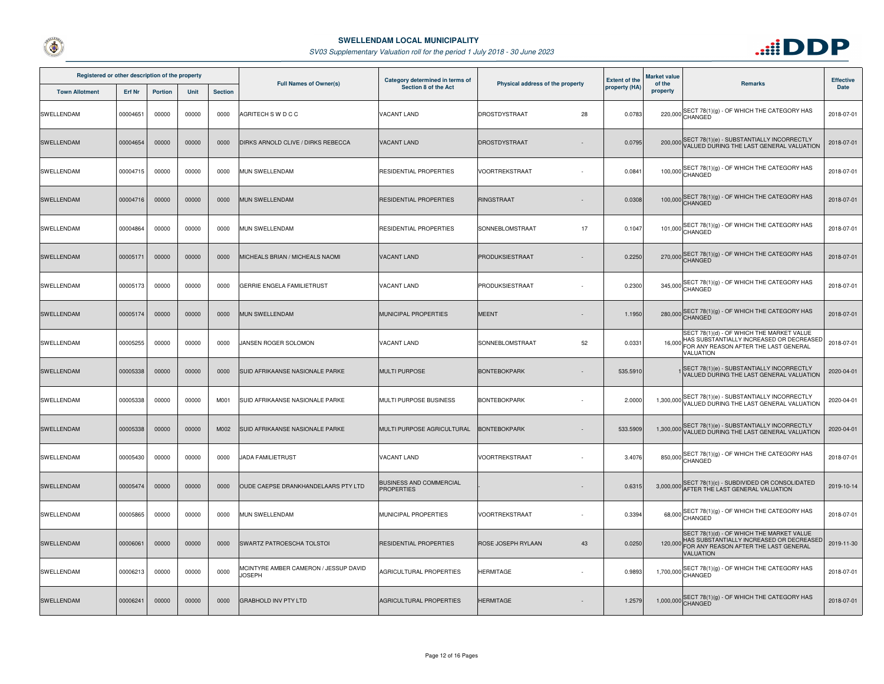# SWELLENDAM LOCAL MUNICIPALITY

*SV03 Supplementary Valuation roll for the period 1 July 2018 - 30 June 2023*

| Registered or other description of the property | | | | | Full Names of Owner(s) | Category determined in terms of Section 8 of the Act | Physical address of the property | | Extent of the property (HA) | Market value of the property | Remarks | Effective Date |
|---|---|---|---|---|---|---|---|---|---|---|---|---|
| Town Allotment | Erf Nr | Portion | Unit | Section | | | | | | | | |
| SWELLENDAM | 00004651 | 00000 | 00000 | 0000 | AGRITECH S W D C C | VACANT LAND | DROSTDYSTRAAT | 28 | 0.0783 | 220,000 | SECT 78(1)(g) - OF WHICH THE CATEGORY HAS CHANGED | 2018-07-01 |
| SWELLENDAM | 00004654 | 00000 | 00000 | 0000 | DIRKS ARNOLD CLIVE / DIRKS REBECCA | VACANT LAND | DROSTDYSTRAAT | - | 0.0795 | 200,000 | SECT 78(1)(e) - SUBSTANTIALLY INCORRECTLY VALUED DURING THE LAST GENERAL VALUATION | 2018-07-01 |
| SWELLENDAM | 00004715 | 00000 | 00000 | 0000 | MUN SWELLENDAM | RESIDENTIAL PROPERTIES | VOORTREKSTRAAT | - | 0.0841 | 100,000 | SECT 78(1)(g) - OF WHICH THE CATEGORY HAS CHANGED | 2018-07-01 |
| SWELLENDAM | 00004716 | 00000 | 00000 | 0000 | MUN SWELLENDAM | RESIDENTIAL PROPERTIES | RINGSTRAAT | - | 0.0308 | 100,000 | SECT 78(1)(g) - OF WHICH THE CATEGORY HAS CHANGED | 2018-07-01 |
| SWELLENDAM | 00004864 | 00000 | 00000 | 0000 | MUN SWELLENDAM | RESIDENTIAL PROPERTIES | SONNEBLOMSTRAAT | 17 | 0.1047 | 101,000 | SECT 78(1)(g) - OF WHICH THE CATEGORY HAS CHANGED | 2018-07-01 |
| SWELLENDAM | 00005171 | 00000 | 00000 | 0000 | MICHEALS BRIAN / MICHEALS NAOMI | VACANT LAND | PRODUKSIESTRAAT | - | 0.2250 | 270,000 | SECT 78(1)(g) - OF WHICH THE CATEGORY HAS CHANGED | 2018-07-01 |
| SWELLENDAM | 00005173 | 00000 | 00000 | 0000 | GERRIE ENGELA FAMILIETRUST | VACANT LAND | PRODUKSIESTRAAT | - | 0.2300 | 345,000 | SECT 78(1)(g) - OF WHICH THE CATEGORY HAS CHANGED | 2018-07-01 |
| SWELLENDAM | 00005174 | 00000 | 00000 | 0000 | MUN SWELLENDAM | MUNICIPAL PROPERTIES | MEENT | - | 1.1950 | 280,000 | SECT 78(1)(g) - OF WHICH THE CATEGORY HAS CHANGED | 2018-07-01 |
| SWELLENDAM | 00005255 | 00000 | 00000 | 0000 | JANSEN ROGER SOLOMON | VACANT LAND | SONNEBLOMSTRAAT | 52 | 0.0331 | 16,000 | SECT 78(1)(d) - OF WHICH THE MARKET VALUE HAS SUBSTANTIALLY INCREASED OR DECREASED FOR ANY REASON AFTER THE LAST GENERAL VALUATION | 2018-07-01 |
| SWELLENDAM | 00005338 | 00000 | 00000 | 0000 | SUID AFRIKAANSE NASIONALE PARKE | MULTI PURPOSE | BONTEBOKPARK | - | 535.5910 | 1 | SECT 78(1)(e) - SUBSTANTIALLY INCORRECTLY VALUED DURING THE LAST GENERAL VALUATION | 2020-04-01 |
| SWELLENDAM | 00005338 | 00000 | 00000 | M001 | SUID AFRIKAANSE NASIONALE PARKE | MULTI PURPOSE BUSINESS | BONTEBOKPARK | - | 2.0000 | 1,300,000 | SECT 78(1)(e) - SUBSTANTIALLY INCORRECTLY VALUED DURING THE LAST GENERAL VALUATION | 2020-04-01 |
| SWELLENDAM | 00005338 | 00000 | 00000 | M002 | SUID AFRIKAANSE NASIONALE PARKE | MULTI PURPOSE AGRICULTURAL | BONTEBOKPARK | - | 533.5909 | 1,300,000 | SECT 78(1)(e) - SUBSTANTIALLY INCORRECTLY VALUED DURING THE LAST GENERAL VALUATION | 2020-04-01 |
| SWELLENDAM | 00005430 | 00000 | 00000 | 0000 | JADA FAMILIETRUST | VACANT LAND | VOORTREKSTRAAT | - | 3.4076 | 850,000 | SECT 78(1)(g) - OF WHICH THE CATEGORY HAS CHANGED | 2018-07-01 |
| SWELLENDAM | 00005474 | 00000 | 00000 | 0000 | OUDE CAEPSE DRANKHANDELAARS PTY LTD | BUSINESS AND COMMERCIAL PROPERTIES | - | - | 0.6315 | 3,000,000 | SECT 78(1)(c) - SUBDIVIDED OR CONSOLIDATED AFTER THE LAST GENERAL VALUATION | 2019-10-14 |
| SWELLENDAM | 00005865 | 00000 | 00000 | 0000 | MUN SWELLENDAM | MUNICIPAL PROPERTIES | VOORTREKSTRAAT | - | 0.3394 | 68,000 | SECT 78(1)(g) - OF WHICH THE CATEGORY HAS CHANGED | 2018-07-01 |
| SWELLENDAM | 00006061 | 00000 | 00000 | 0000 | SWARTZ PATROESCHA TOLSTOI | RESIDENTIAL PROPERTIES | ROSE JOSEPH RYLAAN | 43 | 0.0250 | 120,000 | SECT 78(1)(d) - OF WHICH THE MARKET VALUE HAS SUBSTANTIALLY INCREASED OR DECREASED FOR ANY REASON AFTER THE LAST GENERAL VALUATION | 2019-11-30 |
| SWELLENDAM | 00006213 | 00000 | 00000 | 0000 | MCINTYRE AMBER CAMERON / JESSUP DAVID JOSEPH | AGRICULTURAL PROPERTIES | HERMITAGE | - | 0.9893 | 1,700,000 | SECT 78(1)(g) - OF WHICH THE CATEGORY HAS CHANGED | 2018-07-01 |
| SWELLENDAM | 00006241 | 00000 | 00000 | 0000 | GRABHOLD INV PTY LTD | AGRICULTURAL PROPERTIES | HERMITAGE | - | 1.2579 | 1,000,000 | SECT 78(1)(g) - OF WHICH THE CATEGORY HAS CHANGED | 2018-07-01 |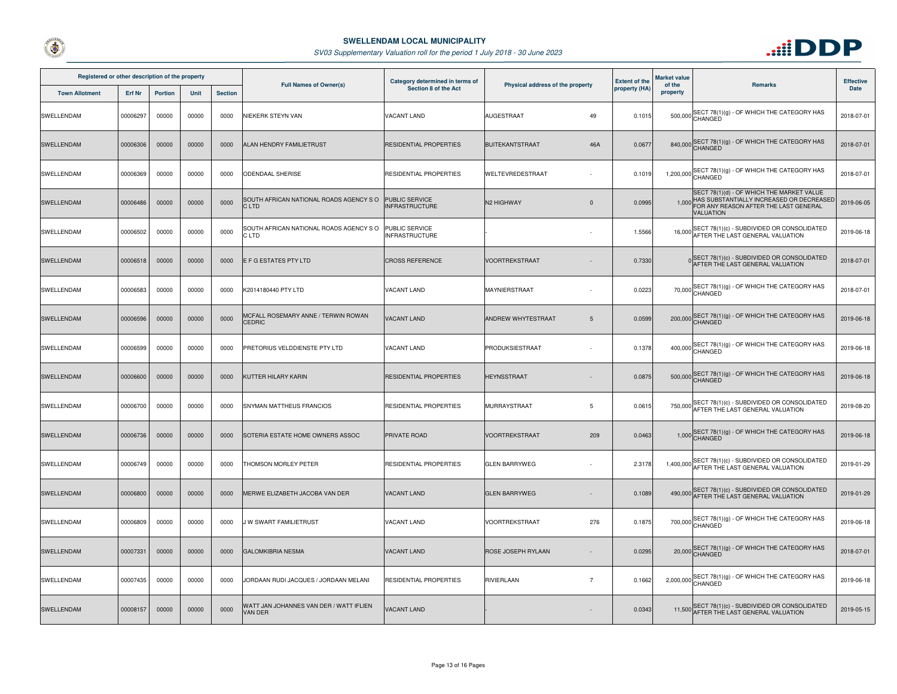# SWELLENDAM LOCAL MUNICIPALITY

*SV03 Supplementary Valuation roll for the period 1 July 2018 - 30 June 2023*

| Registered or other description of the property | | | | | Full Names of Owner(s) | Category determined in terms of Section 8 of the Act | Physical address of the property | | Extent of the property (HA) | Market value of the property | Remarks | Effective Date |
|---|---|---|---|---|---|---|---|---|---|---|---|---|
| Town Allotment | Erf Nr | Portion | Unit | Section | | | | | | | | |
| SWELLENDAM | 00006297 | 00000 | 00000 | 0000 | NIEKERK STEYN VAN | VACANT LAND | AUGESTRAAT | 49 | 0.1015 | 500,000 | SECT 78(1)(g) - OF WHICH THE CATEGORY HAS CHANGED | 2018-07-01 |
| SWELLENDAM | 00006306 | 00000 | 00000 | 0000 | ALAN HENDRY FAMILIETRUST | RESIDENTIAL PROPERTIES | BUITEKANTSTRAAT | 46A | 0.0677 | 840,000 | SECT 78(1)(g) - OF WHICH THE CATEGORY HAS CHANGED | 2018-07-01 |
| SWELLENDAM | 00006369 | 00000 | 00000 | 0000 | ODENDAAL SHERISE | RESIDENTIAL PROPERTIES | WELTEVREDESTRAAT | - | 0.1019 | 1,200,000 | SECT 78(1)(g) - OF WHICH THE CATEGORY HAS CHANGED | 2018-07-01 |
| SWELLENDAM | 00006486 | 00000 | 00000 | 0000 | SOUTH AFRICAN NATIONAL ROADS AGENCY S O C LTD | PUBLIC SERVICE INFRASTRUCTURE | N2 HIGHWAY | 0 | 0.0995 | 1,000 | SECT 78(1)(d) - OF WHICH THE MARKET VALUE HAS SUBSTANTIALLY INCREASED OR DECREASED FOR ANY REASON AFTER THE LAST GENERAL VALUATION | 2019-06-05 |
| SWELLENDAM | 00006502 | 00000 | 00000 | 0000 | SOUTH AFRICAN NATIONAL ROADS AGENCY S O C LTD | PUBLIC SERVICE INFRASTRUCTURE | - | - | 1.5566 | 16,000 | SECT 78(1)(c) - SUBDIVIDED OR CONSOLIDATED AFTER THE LAST GENERAL VALUATION | 2019-06-18 |
| SWELLENDAM | 00006518 | 00000 | 00000 | 0000 | E F G ESTATES PTY LTD | CROSS REFERENCE | VOORTREKSTRAAT | - | 0.7330 | 0 | SECT 78(1)(c) - SUBDIVIDED OR CONSOLIDATED AFTER THE LAST GENERAL VALUATION | 2018-07-01 |
| SWELLENDAM | 00006583 | 00000 | 00000 | 0000 | K2014180440 PTY LTD | VACANT LAND | MAYNIERSTRAAT | - | 0.0223 | 70,000 | SECT 78(1)(g) - OF WHICH THE CATEGORY HAS CHANGED | 2018-07-01 |
| SWELLENDAM | 00006596 | 00000 | 00000 | 0000 | MCFALL ROSEMARY ANNE / TERWIN ROWAN CEDRIC | VACANT LAND | ANDREW WHYTESTRAAT | 5 | 0.0599 | 200,000 | SECT 78(1)(g) - OF WHICH THE CATEGORY HAS CHANGED | 2019-06-18 |
| SWELLENDAM | 00006599 | 00000 | 00000 | 0000 | PRETORIUS VELDDIENSTE PTY LTD | VACANT LAND | PRODUKSIESTRAAT | - | 0.1378 | 400,000 | SECT 78(1)(g) - OF WHICH THE CATEGORY HAS CHANGED | 2019-06-18 |
| SWELLENDAM | 00006600 | 00000 | 00000 | 0000 | KUTTER HILARY KARIN | RESIDENTIAL PROPERTIES | HEYNSSTRAAT | - | 0.0875 | 500,000 | SECT 78(1)(g) - OF WHICH THE CATEGORY HAS CHANGED | 2019-06-18 |
| SWELLENDAM | 00006700 | 00000 | 00000 | 0000 | SNYMAN MATTHEUS FRANCIOS | RESIDENTIAL PROPERTIES | MURRAYSTRAAT | 5 | 0.0615 | 750,000 | SECT 78(1)(c) - SUBDIVIDED OR CONSOLIDATED AFTER THE LAST GENERAL VALUATION | 2019-08-20 |
| SWELLENDAM | 00006736 | 00000 | 00000 | 0000 | SOTERIA ESTATE HOME OWNERS ASSOC | PRIVATE ROAD | VOORTREKSTRAAT | 209 | 0.0463 | 1,000 | SECT 78(1)(g) - OF WHICH THE CATEGORY HAS CHANGED | 2019-06-18 |
| SWELLENDAM | 00006749 | 00000 | 00000 | 0000 | THOMSON MORLEY PETER | RESIDENTIAL PROPERTIES | GLEN BARRYWEG | - | 2.3178 | 1,400,000 | SECT 78(1)(c) - SUBDIVIDED OR CONSOLIDATED AFTER THE LAST GENERAL VALUATION | 2019-01-29 |
| SWELLENDAM | 00006800 | 00000 | 00000 | 0000 | MERWE ELIZABETH JACOBA VAN DER | VACANT LAND | GLEN BARRYWEG | - | 0.1089 | 490,000 | SECT 78(1)(c) - SUBDIVIDED OR CONSOLIDATED AFTER THE LAST GENERAL VALUATION | 2019-01-29 |
| SWELLENDAM | 00006809 | 00000 | 00000 | 0000 | J W SWART FAMILIETRUST | VACANT LAND | VOORTREKSTRAAT | 276 | 0.1875 | 700,000 | SECT 78(1)(g) - OF WHICH THE CATEGORY HAS CHANGED | 2019-06-18 |
| SWELLENDAM | 00007331 | 00000 | 00000 | 0000 | GALOMKIBRIA NESMA | VACANT LAND | ROSE JOSEPH RYLAAN | - | 0.0295 | 20,000 | SECT 78(1)(g) - OF WHICH THE CATEGORY HAS CHANGED | 2018-07-01 |
| SWELLENDAM | 00007435 | 00000 | 00000 | 0000 | JORDAAN RUDI JACQUES / JORDAAN MELANI | RESIDENTIAL PROPERTIES | RIVIERLAAN | 7 | 0.1662 | 2,000,000 | SECT 78(1)(g) - OF WHICH THE CATEGORY HAS CHANGED | 2019-06-18 |
| SWELLENDAM | 00008157 | 00000 | 00000 | 0000 | WATT JAN JOHANNES VAN DER / WATT IFLIEN VAN DER | VACANT LAND | - | - | 0.0343 | 11,500 | SECT 78(1)(c) - SUBDIVIDED OR CONSOLIDATED AFTER THE LAST GENERAL VALUATION | 2019-05-15 |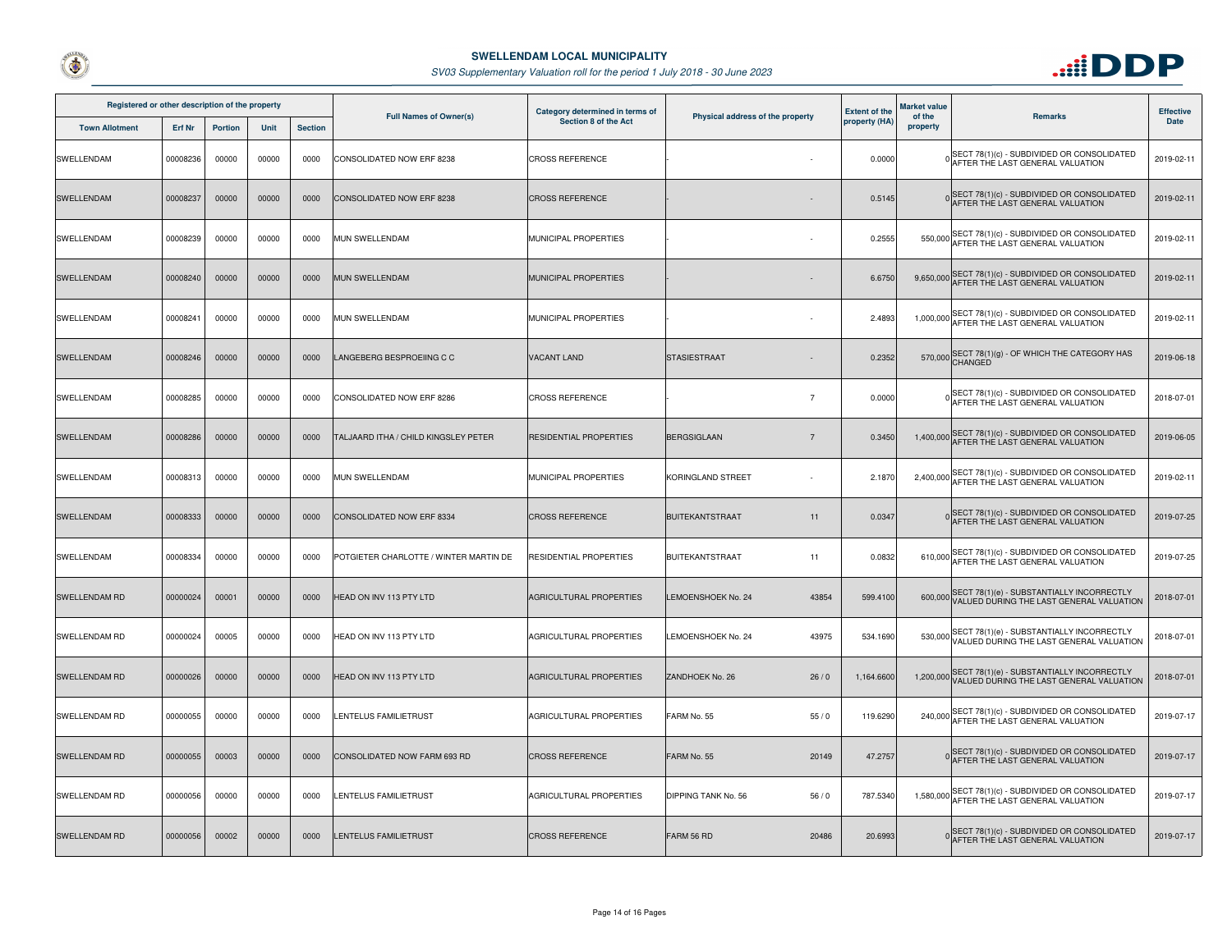## SWELLENDAM LOCAL MUNICIPALITY

*SV03 Supplementary Valuation roll for the period 1 July 2018 - 30 June 2023*

| Registered or other description of the property | | | | | Full Names of Owner(s) | Category determined in terms of Section 8 of the Act | Physical address of the property | | Extent of the property (HA) | Market value of the property | Remarks | Effective Date |
|---|---|---|---|---|---|---|---|---|---|---|---|---|
| Town Allotment | Erf Nr | Portion | Unit | Section | | | | | | | | |
| SWELLENDAM | 00008236 | 00000 | 00000 | 0000 | CONSOLIDATED NOW ERF 8238 | CROSS REFERENCE | - | - | 0.0000 | 0 | SECT 78(1)(c) - SUBDIVIDED OR CONSOLIDATED AFTER THE LAST GENERAL VALUATION | 2019-02-11 |
| SWELLENDAM | 00008237 | 00000 | 00000 | 0000 | CONSOLIDATED NOW ERF 8238 | CROSS REFERENCE | - | - | 0.5145 | 0 | SECT 78(1)(c) - SUBDIVIDED OR CONSOLIDATED AFTER THE LAST GENERAL VALUATION | 2019-02-11 |
| SWELLENDAM | 00008239 | 00000 | 00000 | 0000 | MUN SWELLENDAM | MUNICIPAL PROPERTIES | - | - | 0.2555 | 550,000 | SECT 78(1)(c) - SUBDIVIDED OR CONSOLIDATED AFTER THE LAST GENERAL VALUATION | 2019-02-11 |
| SWELLENDAM | 00008240 | 00000 | 00000 | 0000 | MUN SWELLENDAM | MUNICIPAL PROPERTIES | - | - | 6.6750 | 9,650,000 | SECT 78(1)(c) - SUBDIVIDED OR CONSOLIDATED AFTER THE LAST GENERAL VALUATION | 2019-02-11 |
| SWELLENDAM | 00008241 | 00000 | 00000 | 0000 | MUN SWELLENDAM | MUNICIPAL PROPERTIES | - | - | 2.4893 | 1,000,000 | SECT 78(1)(c) - SUBDIVIDED OR CONSOLIDATED AFTER THE LAST GENERAL VALUATION | 2019-02-11 |
| SWELLENDAM | 00008246 | 00000 | 00000 | 0000 | LANGEBERG BESPROEIING C C | VACANT LAND | STASIESTRAAT | - | 0.2352 | 570,000 | SECT 78(1)(g) - OF WHICH THE CATEGORY HAS CHANGED | 2019-06-18 |
| SWELLENDAM | 00008285 | 00000 | 00000 | 0000 | CONSOLIDATED NOW ERF 8286 | CROSS REFERENCE | - | 7 | 0.0000 | 0 | SECT 78(1)(c) - SUBDIVIDED OR CONSOLIDATED AFTER THE LAST GENERAL VALUATION | 2018-07-01 |
| SWELLENDAM | 00008286 | 00000 | 00000 | 0000 | TALJAARD ITHA / CHILD KINGSLEY PETER | RESIDENTIAL PROPERTIES | BERGSIGLAAN | 7 | 0.3450 | 1,400,000 | SECT 78(1)(c) - SUBDIVIDED OR CONSOLIDATED AFTER THE LAST GENERAL VALUATION | 2019-06-05 |
| SWELLENDAM | 00008313 | 00000 | 00000 | 0000 | MUN SWELLENDAM | MUNICIPAL PROPERTIES | KORINGLAND STREET | - | 2.1870 | 2,400,000 | SECT 78(1)(c) - SUBDIVIDED OR CONSOLIDATED AFTER THE LAST GENERAL VALUATION | 2019-02-11 |
| SWELLENDAM | 00008333 | 00000 | 00000 | 0000 | CONSOLIDATED NOW ERF 8334 | CROSS REFERENCE | BUITEKANTSTRAAT | 11 | 0.0347 | 0 | SECT 78(1)(c) - SUBDIVIDED OR CONSOLIDATED AFTER THE LAST GENERAL VALUATION | 2019-07-25 |
| SWELLENDAM | 00008334 | 00000 | 00000 | 0000 | POTGIETER CHARLOTTE / WINTER MARTIN DE | RESIDENTIAL PROPERTIES | BUITEKANTSTRAAT | 11 | 0.0832 | 610,000 | SECT 78(1)(c) - SUBDIVIDED OR CONSOLIDATED AFTER THE LAST GENERAL VALUATION | 2019-07-25 |
| SWELLENDAM RD | 00000024 | 00001 | 00000 | 0000 | HEAD ON INV 113 PTY LTD | AGRICULTURAL PROPERTIES | LEMOENSHOEK No. 24 | 43854 | 599.4100 | 600,000 | SECT 78(1)(e) - SUBSTANTIALLY INCORRECTLY VALUED DURING THE LAST GENERAL VALUATION | 2018-07-01 |
| SWELLENDAM RD | 00000024 | 00005 | 00000 | 0000 | HEAD ON INV 113 PTY LTD | AGRICULTURAL PROPERTIES | LEMOENSHOEK No. 24 | 43975 | 534.1690 | 530,000 | SECT 78(1)(e) - SUBSTANTIALLY INCORRECTLY VALUED DURING THE LAST GENERAL VALUATION | 2018-07-01 |
| SWELLENDAM RD | 00000026 | 00000 | 00000 | 0000 | HEAD ON INV 113 PTY LTD | AGRICULTURAL PROPERTIES | ZANDHOEK No. 26 | 26 / 0 | 1,164.6600 | 1,200,000 | SECT 78(1)(e) - SUBSTANTIALLY INCORRECTLY VALUED DURING THE LAST GENERAL VALUATION | 2018-07-01 |
| SWELLENDAM RD | 00000055 | 00000 | 00000 | 0000 | LENTELUS FAMILIETRUST | AGRICULTURAL PROPERTIES | FARM No. 55 | 55 / 0 | 119.6290 | 240,000 | SECT 78(1)(c) - SUBDIVIDED OR CONSOLIDATED AFTER THE LAST GENERAL VALUATION | 2019-07-17 |
| SWELLENDAM RD | 00000055 | 00003 | 00000 | 0000 | CONSOLIDATED NOW FARM 693 RD | CROSS REFERENCE | FARM No. 55 | 20149 | 47.2757 | 0 | SECT 78(1)(c) - SUBDIVIDED OR CONSOLIDATED AFTER THE LAST GENERAL VALUATION | 2019-07-17 |
| SWELLENDAM RD | 00000056 | 00000 | 00000 | 0000 | LENTELUS FAMILIETRUST | AGRICULTURAL PROPERTIES | DIPPING TANK No. 56 | 56 / 0 | 787.5340 | 1,580,000 | SECT 78(1)(c) - SUBDIVIDED OR CONSOLIDATED AFTER THE LAST GENERAL VALUATION | 2019-07-17 |
| SWELLENDAM RD | 00000056 | 00002 | 00000 | 0000 | LENTELUS FAMILIETRUST | CROSS REFERENCE | FARM 56 RD | 20486 | 20.6993 | 0 | SECT 78(1)(c) - SUBDIVIDED OR CONSOLIDATED AFTER THE LAST GENERAL VALUATION | 2019-07-17 |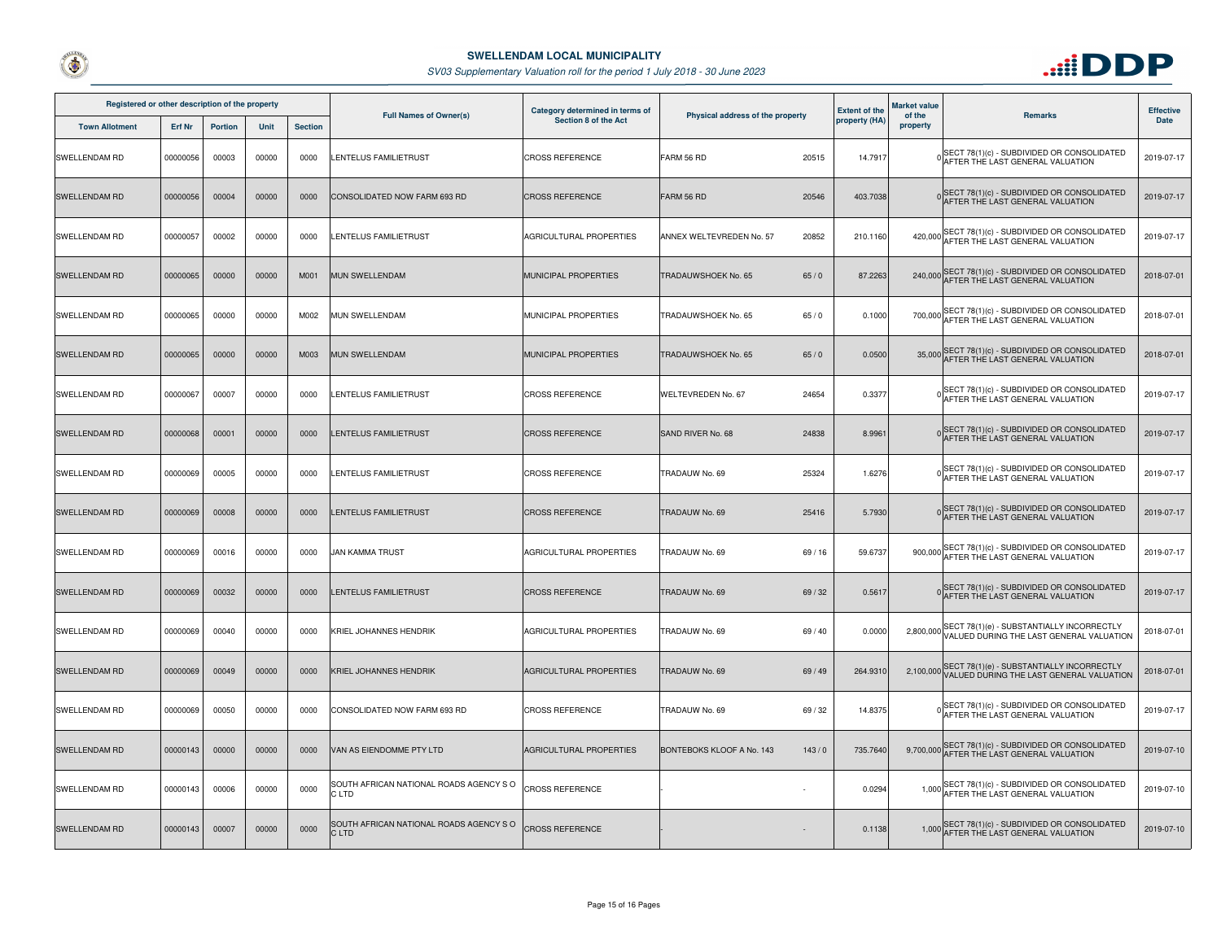# SWELLENDAM LOCAL MUNICIPALITY

*SV03 Supplementary Valuation roll for the period 1 July 2018 - 30 June 2023*

| Registered or other description of the property | | | | | Full Names of Owner(s) | Category determined in terms of Section 8 of the Act | Physical address of the property | | Extent of the property (HA) | Market value of the property | Remarks | Effective Date |
|---|---|---|---|---|---|---|---|---|---|---|---|---|
| Town Allotment | Erf Nr | Portion | Unit | Section | | | | | | | | |
| SWELLENDAM RD | 00000056 | 00003 | 00000 | 0000 | LENTELUS FAMILIETRUST | CROSS REFERENCE | FARM 56 RD | 20515 | 14.7917 | 0 | SECT 78(1)(c) - SUBDIVIDED OR CONSOLIDATED AFTER THE LAST GENERAL VALUATION | 2019-07-17 |
| SWELLENDAM RD | 00000056 | 00004 | 00000 | 0000 | CONSOLIDATED NOW FARM 693 RD | CROSS REFERENCE | FARM 56 RD | 20546 | 403.7038 | 0 | SECT 78(1)(c) - SUBDIVIDED OR CONSOLIDATED AFTER THE LAST GENERAL VALUATION | 2019-07-17 |
| SWELLENDAM RD | 00000057 | 00002 | 00000 | 0000 | LENTELUS FAMILIETRUST | AGRICULTURAL PROPERTIES | ANNEX WELTEVREDEN No. 57 | 20852 | 210.1160 | 420,000 | SECT 78(1)(c) - SUBDIVIDED OR CONSOLIDATED AFTER THE LAST GENERAL VALUATION | 2019-07-17 |
| SWELLENDAM RD | 00000065 | 00000 | 00000 | M001 | MUN SWELLENDAM | MUNICIPAL PROPERTIES | TRADAUWSHOEK No. 65 | 65 / 0 | 87.2263 | 240,000 | SECT 78(1)(c) - SUBDIVIDED OR CONSOLIDATED AFTER THE LAST GENERAL VALUATION | 2018-07-01 |
| SWELLENDAM RD | 00000065 | 00000 | 00000 | M002 | MUN SWELLENDAM | MUNICIPAL PROPERTIES | TRADAUWSHOEK No. 65 | 65 / 0 | 0.1000 | 700,000 | SECT 78(1)(c) - SUBDIVIDED OR CONSOLIDATED AFTER THE LAST GENERAL VALUATION | 2018-07-01 |
| SWELLENDAM RD | 00000065 | 00000 | 00000 | M003 | MUN SWELLENDAM | MUNICIPAL PROPERTIES | TRADAUWSHOEK No. 65 | 65 / 0 | 0.0500 | 35,000 | SECT 78(1)(c) - SUBDIVIDED OR CONSOLIDATED AFTER THE LAST GENERAL VALUATION | 2018-07-01 |
| SWELLENDAM RD | 00000067 | 00007 | 00000 | 0000 | LENTELUS FAMILIETRUST | CROSS REFERENCE | WELTEVREDEN No. 67 | 24654 | 0.3377 | 0 | SECT 78(1)(c) - SUBDIVIDED OR CONSOLIDATED AFTER THE LAST GENERAL VALUATION | 2019-07-17 |
| SWELLENDAM RD | 00000068 | 00001 | 00000 | 0000 | LENTELUS FAMILIETRUST | CROSS REFERENCE | SAND RIVER No. 68 | 24838 | 8.9961 | 0 | SECT 78(1)(c) - SUBDIVIDED OR CONSOLIDATED AFTER THE LAST GENERAL VALUATION | 2019-07-17 |
| SWELLENDAM RD | 00000069 | 00005 | 00000 | 0000 | LENTELUS FAMILIETRUST | CROSS REFERENCE | TRADAUW No. 69 | 25324 | 1.6276 | 0 | SECT 78(1)(c) - SUBDIVIDED OR CONSOLIDATED AFTER THE LAST GENERAL VALUATION | 2019-07-17 |
| SWELLENDAM RD | 00000069 | 00008 | 00000 | 0000 | LENTELUS FAMILIETRUST | CROSS REFERENCE | TRADAUW No. 69 | 25416 | 5.7930 | 0 | SECT 78(1)(c) - SUBDIVIDED OR CONSOLIDATED AFTER THE LAST GENERAL VALUATION | 2019-07-17 |
| SWELLENDAM RD | 00000069 | 00016 | 00000 | 0000 | JAN KAMMA TRUST | AGRICULTURAL PROPERTIES | TRADAUW No. 69 | 69 / 16 | 59.6737 | 900,000 | SECT 78(1)(c) - SUBDIVIDED OR CONSOLIDATED AFTER THE LAST GENERAL VALUATION | 2019-07-17 |
| SWELLENDAM RD | 00000069 | 00032 | 00000 | 0000 | LENTELUS FAMILIETRUST | CROSS REFERENCE | TRADAUW No. 69 | 69 / 32 | 0.5617 | 0 | SECT 78(1)(c) - SUBDIVIDED OR CONSOLIDATED AFTER THE LAST GENERAL VALUATION | 2019-07-17 |
| SWELLENDAM RD | 00000069 | 00040 | 00000 | 0000 | KRIEL JOHANNES HENDRIK | AGRICULTURAL PROPERTIES | TRADAUW No. 69 | 69 / 40 | 0.0000 | 2,800,000 | SECT 78(1)(e) - SUBSTANTIALLY INCORRECTLY VALUED DURING THE LAST GENERAL VALUATION | 2018-07-01 |
| SWELLENDAM RD | 00000069 | 00049 | 00000 | 0000 | KRIEL JOHANNES HENDRIK | AGRICULTURAL PROPERTIES | TRADAUW No. 69 | 69 / 49 | 264.9310 | 2,100,000 | SECT 78(1)(e) - SUBSTANTIALLY INCORRECTLY VALUED DURING THE LAST GENERAL VALUATION | 2018-07-01 |
| SWELLENDAM RD | 00000069 | 00050 | 00000 | 0000 | CONSOLIDATED NOW FARM 693 RD | CROSS REFERENCE | TRADAUW No. 69 | 69 / 32 | 14.8375 | 0 | SECT 78(1)(c) - SUBDIVIDED OR CONSOLIDATED AFTER THE LAST GENERAL VALUATION | 2019-07-17 |
| SWELLENDAM RD | 00000143 | 00000 | 00000 | 0000 | VAN AS EIENDOMME PTY LTD | AGRICULTURAL PROPERTIES | BONTEBOKS KLOOF A No. 143 | 143 / 0 | 735.7640 | 9,700,000 | SECT 78(1)(c) - SUBDIVIDED OR CONSOLIDATED AFTER THE LAST GENERAL VALUATION | 2019-07-10 |
| SWELLENDAM RD | 00000143 | 00006 | 00000 | 0000 | SOUTH AFRICAN NATIONAL ROADS AGENCY S O C LTD | CROSS REFERENCE | - | - | 0.0294 | 1,000 | SECT 78(1)(c) - SUBDIVIDED OR CONSOLIDATED AFTER THE LAST GENERAL VALUATION | 2019-07-10 |
| SWELLENDAM RD | 00000143 | 00007 | 00000 | 0000 | SOUTH AFRICAN NATIONAL ROADS AGENCY S O C LTD | CROSS REFERENCE | - | - | 0.1138 | 1,000 | SECT 78(1)(c) - SUBDIVIDED OR CONSOLIDATED AFTER THE LAST GENERAL VALUATION | 2019-07-10 |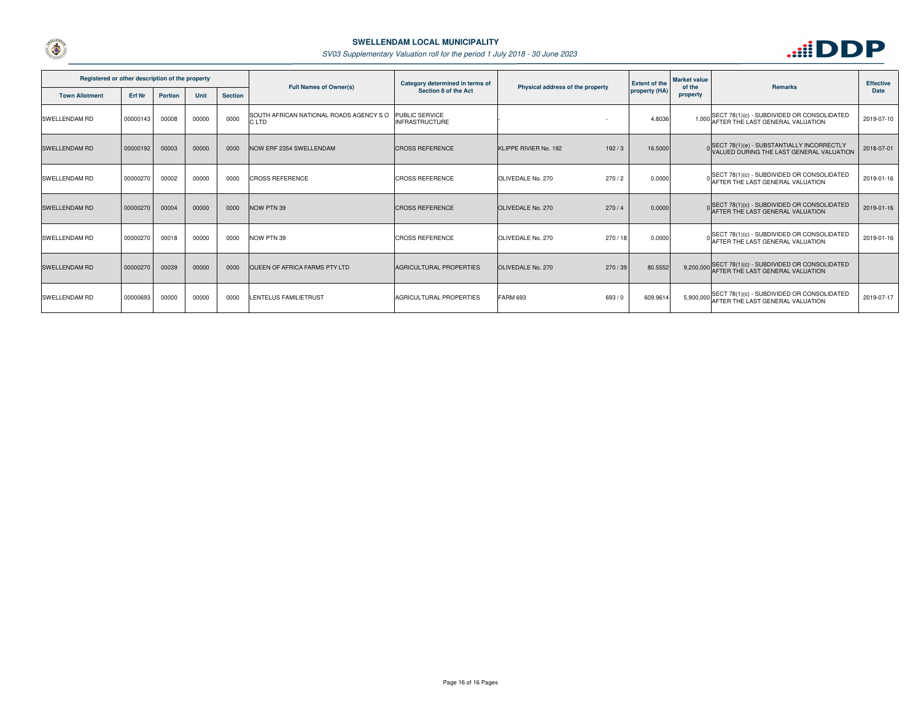# SWELLENDAM LOCAL MUNICIPALITY

*SV03 Supplementary Valuation roll for the period 1 July 2018 - 30 June 2023*

| Registered or other description of the property | | | | | Full Names of Owner(s) | Category determined in terms of Section 8 of the Act | Physical address of the property | | Extent of the property (HA) | Market value of the property | Remarks | Effective Date |
|---|---|---|---|---|---|---|---|---|---|---|---|---|
| Town Allotment | Erf Nr | Portion | Unit | Section | | | | | | | | |
| SWELLENDAM RD | 00000143 | 00008 | 00000 | 0000 | SOUTH AFRICAN NATIONAL ROADS AGENCY S O C LTD | PUBLIC SERVICE INFRASTRUCTURE | - | - | 4.8036 | 1,000 | SECT 78(1)(c) - SUBDIVIDED OR CONSOLIDATED AFTER THE LAST GENERAL VALUATION | 2019-07-10 |
| SWELLENDAM RD | 00000192 | 00003 | 00000 | 0000 | NOW ERF 2354 SWELLENDAM | CROSS REFERENCE | KLIPPE RIVIER No. 192 | 192 / 3 | 16.5000 | 0 | SECT 78(1)(e) - SUBSTANTIALLY INCORRECTLY VALUED DURING THE LAST GENERAL VALUATION | 2018-07-01 |
| SWELLENDAM RD | 00000270 | 00002 | 00000 | 0000 | CROSS REFERENCE | CROSS REFERENCE | OLIVEDALE No. 270 | 270 / 2 | 0.0000 | 0 | SECT 78(1)(c) - SUBDIVIDED OR CONSOLIDATED AFTER THE LAST GENERAL VALUATION | 2019-01-16 |
| SWELLENDAM RD | 00000270 | 00004 | 00000 | 0000 | NOW PTN 39 | CROSS REFERENCE | OLIVEDALE No. 270 | 270 / 4 | 0.0000 | 0 | SECT 78(1)(c) - SUBDIVIDED OR CONSOLIDATED AFTER THE LAST GENERAL VALUATION | 2019-01-16 |
| SWELLENDAM RD | 00000270 | 00018 | 00000 | 0000 | NOW PTN 39 | CROSS REFERENCE | OLIVEDALE No. 270 | 270 / 18 | 0.0000 | 0 | SECT 78(1)(c) - SUBDIVIDED OR CONSOLIDATED AFTER THE LAST GENERAL VALUATION | 2019-01-16 |
| SWELLENDAM RD | 00000270 | 00039 | 00000 | 0000 | QUEEN OF AFRICA FARMS PTY LTD | AGRICULTURAL PROPERTIES | OLIVEDALE No. 270 | 270 / 39 | 80.5552 | 9,200,000 | SECT 78(1)(c) - SUBDIVIDED OR CONSOLIDATED AFTER THE LAST GENERAL VALUATION | |
| SWELLENDAM RD | 00000693 | 00000 | 00000 | 0000 | LENTELUS FAMILIETRUST | AGRICULTURAL PROPERTIES | FARM 693 | 693 / 0 | 609.9614 | 5,900,000 | SECT 78(1)(c) - SUBDIVIDED OR CONSOLIDATED AFTER THE LAST GENERAL VALUATION | 2019-07-17 |